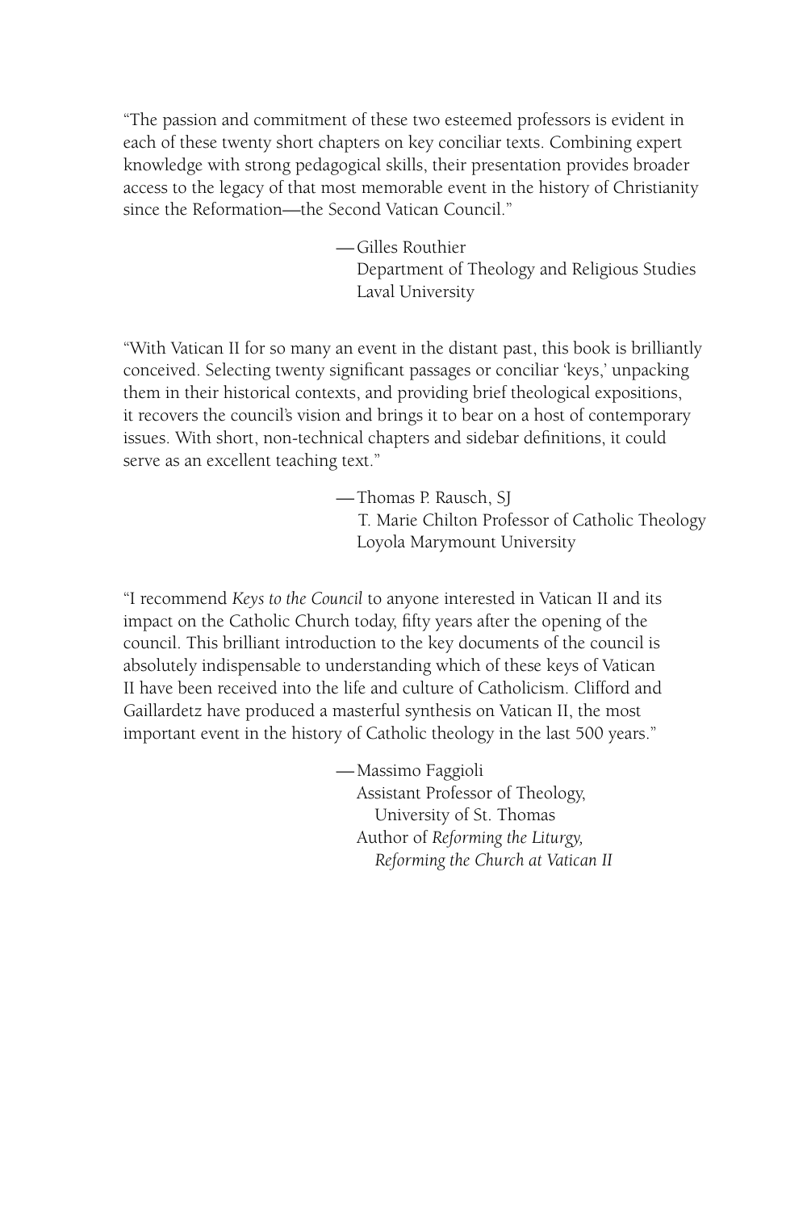"The passion and commitment of these two esteemed professors is evident in each of these twenty short chapters on key conciliar texts. Combining expert knowledge with strong pedagogical skills, their presentation provides broader access to the legacy of that most memorable event in the history of Christianity since the Reformation—the Second Vatican Council."

—Gilles Routhier
Department of Theology and Religious Studies
Laval University

"With Vatican II for so many an event in the distant past, this book is brilliantly conceived. Selecting twenty significant passages or conciliar 'keys,' unpacking them in their historical contexts, and providing brief theological expositions, it recovers the council's vision and brings it to bear on a host of contemporary issues. With short, non-technical chapters and sidebar definitions, it could serve as an excellent teaching text."

—Thomas P. Rausch, SJ
T. Marie Chilton Professor of Catholic Theology
Loyola Marymount University

"I recommend *Keys to the Council* to anyone interested in Vatican II and its impact on the Catholic Church today, fifty years after the opening of the council. This brilliant introduction to the key documents of the council is absolutely indispensable to understanding which of these keys of Vatican II have been received into the life and culture of Catholicism. Clifford and Gaillardetz have produced a masterful synthesis on Vatican II, the most important event in the history of Catholic theology in the last 500 years."

—Massimo Faggioli
Assistant Professor of Theology,
University of St. Thomas
Author of *Reforming the Liturgy, Reforming the Church at Vatican II*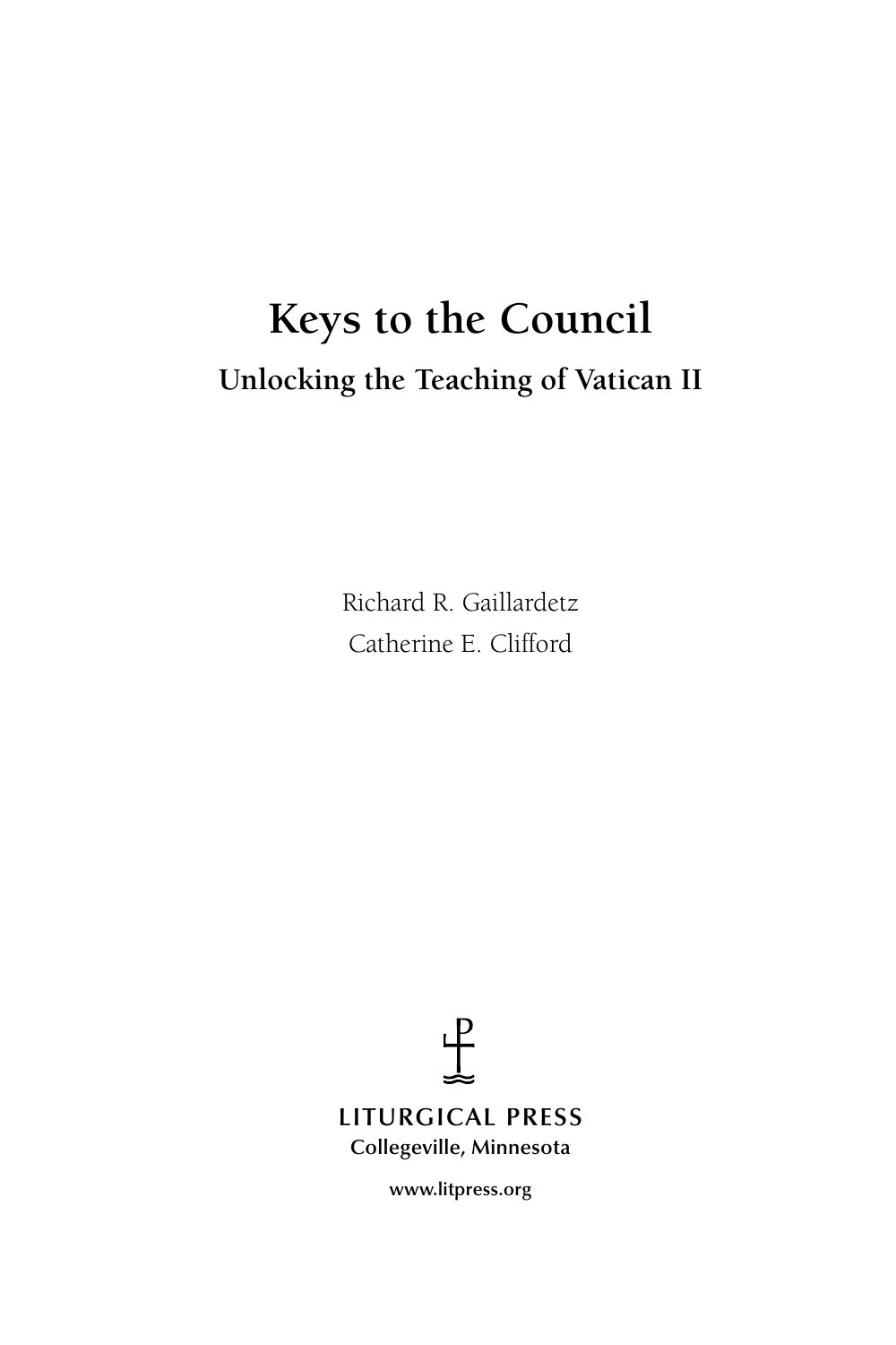# Keys to the Council

## Unlocking the Teaching of Vatican II

Richard R. Gaillardetz
Catherine E. Clifford

LITURGICAL PRESS
Collegeville, Minnesota

www.litpress.org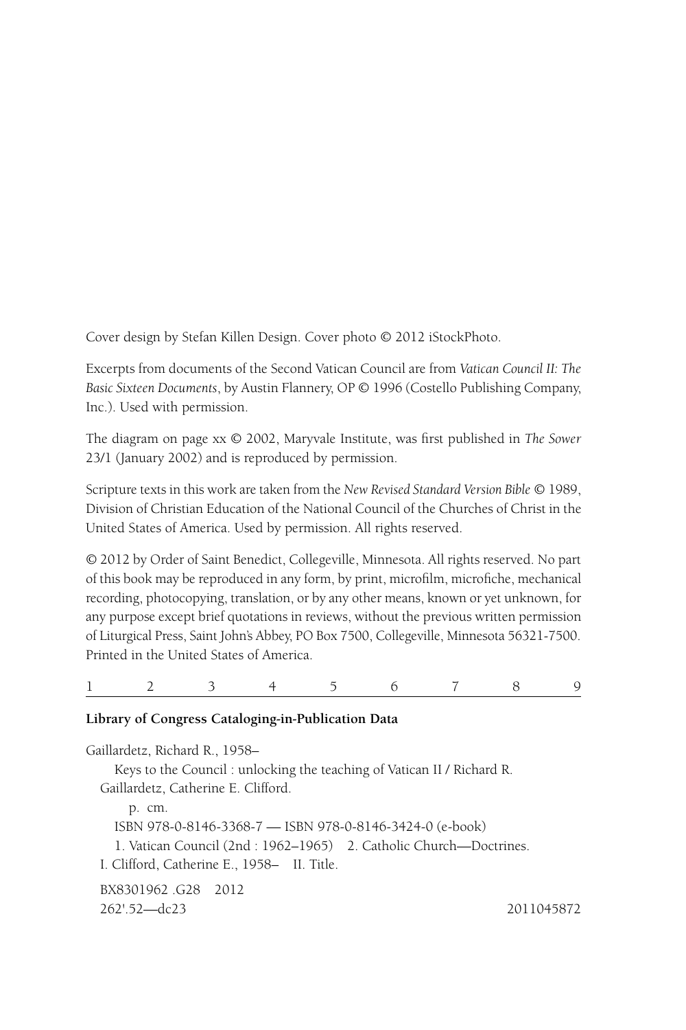Cover design by Stefan Killen Design. Cover photo © 2012 iStockPhoto.

Excerpts from documents of the Second Vatican Council are from *Vatican Council II: The Basic Sixteen Documents*, by Austin Flannery, OP © 1996 (Costello Publishing Company, Inc.). Used with permission.

The diagram on page xx © 2002, Maryvale Institute, was first published in *The Sower* 23/1 (January 2002) and is reproduced by permission.

Scripture texts in this work are taken from the *New Revised Standard Version Bible* © 1989, Division of Christian Education of the National Council of the Churches of Christ in the United States of America. Used by permission. All rights reserved.

© 2012 by Order of Saint Benedict, Collegeville, Minnesota. All rights reserved. No part of this book may be reproduced in any form, by print, microfilm, microfiche, mechanical recording, photocopying, translation, or by any other means, known or yet unknown, for any purpose except brief quotations in reviews, without the previous written permission of Liturgical Press, Saint John's Abbey, PO Box 7500, Collegeville, Minnesota 56321-7500. Printed in the United States of America.

1 2 3 4 5 6 7 8 9

**Library of Congress Cataloging-in-Publication Data**

Gaillardetz, Richard R., 1958–

Keys to the Council : unlocking the teaching of Vatican II / Richard R. Gaillardetz, Catherine E. Clifford.

p. cm.

ISBN 978-0-8146-3368-7 — ISBN 978-0-8146-3424-0 (e-book)

1. Vatican Council (2nd : 1962–1965) 2. Catholic Church—Doctrines. I. Clifford, Catherine E., 1958– II. Title.

BX8301962 .G28 2012

262'.52—dc23 2011045872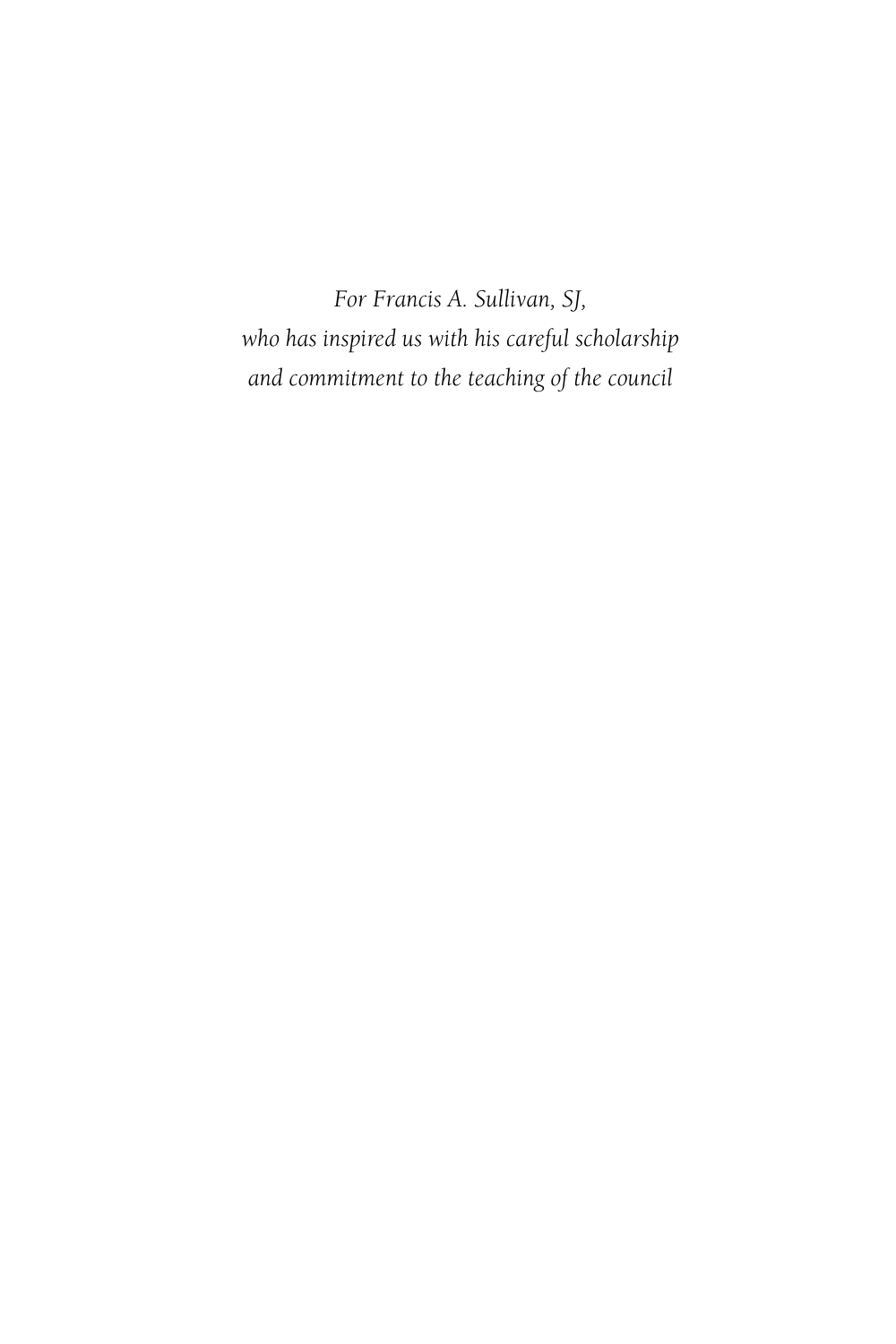*For Francis A. Sullivan, SJ,*
*who has inspired us with his careful scholarship*
*and commitment to the teaching of the council*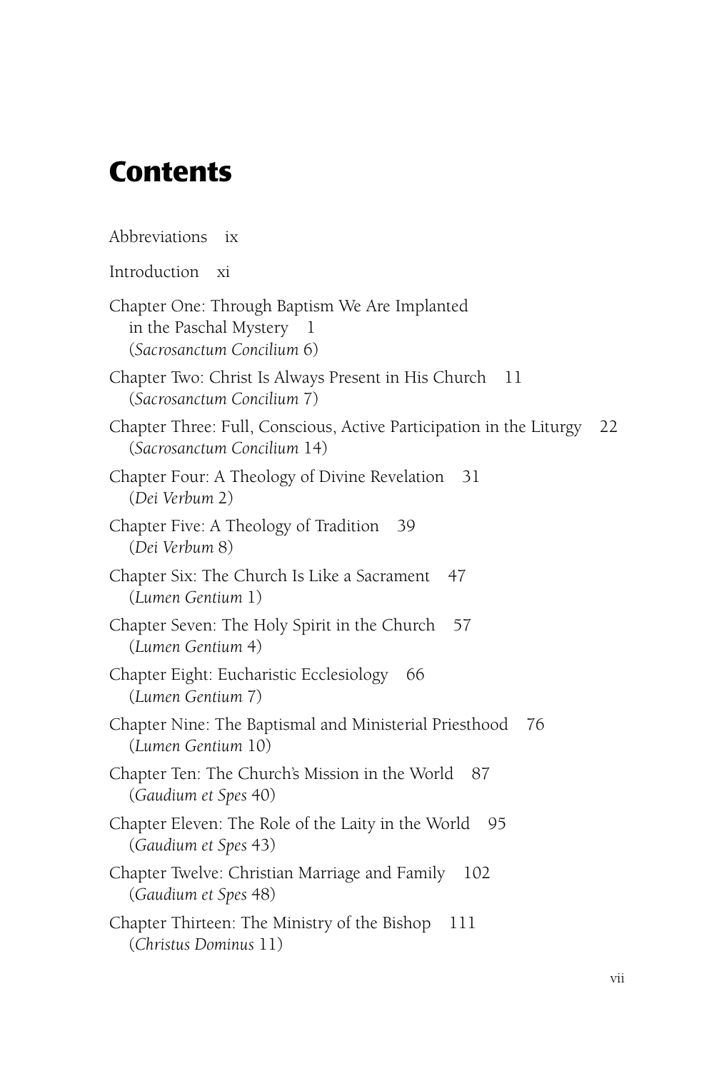# Contents

Abbreviations ix

Introduction xi

Chapter One: Through Baptism We Are Implanted in the Paschal Mystery 1
(*Sacrosanctum Concilium* 6)

Chapter Two: Christ Is Always Present in His Church 11
(*Sacrosanctum Concilium* 7)

Chapter Three: Full, Conscious, Active Participation in the Liturgy 22
(*Sacrosanctum Concilium* 14)

Chapter Four: A Theology of Divine Revelation 31
(*Dei Verbum* 2)

Chapter Five: A Theology of Tradition 39
(*Dei Verbum* 8)

Chapter Six: The Church Is Like a Sacrament 47
(*Lumen Gentium* 1)

Chapter Seven: The Holy Spirit in the Church 57
(*Lumen Gentium* 4)

Chapter Eight: Eucharistic Ecclesiology 66
(*Lumen Gentium* 7)

Chapter Nine: The Baptismal and Ministerial Priesthood 76
(*Lumen Gentium* 10)

Chapter Ten: The Church's Mission in the World 87
(*Gaudium et Spes* 40)

Chapter Eleven: The Role of the Laity in the World 95
(*Gaudium et Spes* 43)

Chapter Twelve: Christian Marriage and Family 102
(*Gaudium et Spes* 48)

Chapter Thirteen: The Ministry of the Bishop 111
(*Christus Dominus* 11)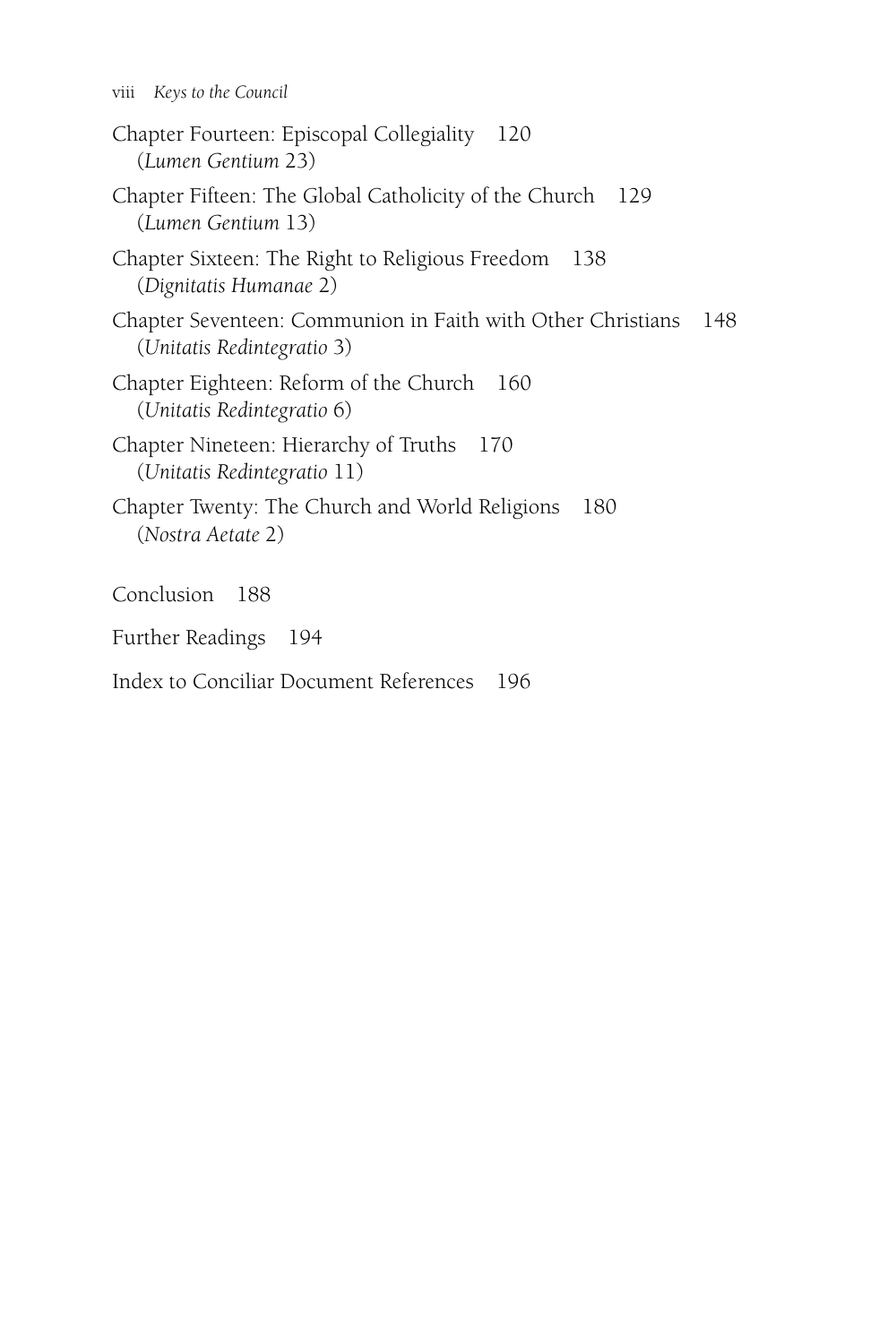Chapter Fourteen: Episcopal Collegiality 120
(*Lumen Gentium* 23)

Chapter Fifteen: The Global Catholicity of the Church 129
(*Lumen Gentium* 13)

Chapter Sixteen: The Right to Religious Freedom 138
(*Dignitatis Humanae* 2)

Chapter Seventeen: Communion in Faith with Other Christians 148
(*Unitatis Redintegratio* 3)

Chapter Eighteen: Reform of the Church 160
(*Unitatis Redintegratio* 6)

Chapter Nineteen: Hierarchy of Truths 170
(*Unitatis Redintegratio* 11)

Chapter Twenty: The Church and World Religions 180
(*Nostra Aetate* 2)

Conclusion 188

Further Readings 194

Index to Conciliar Document References 196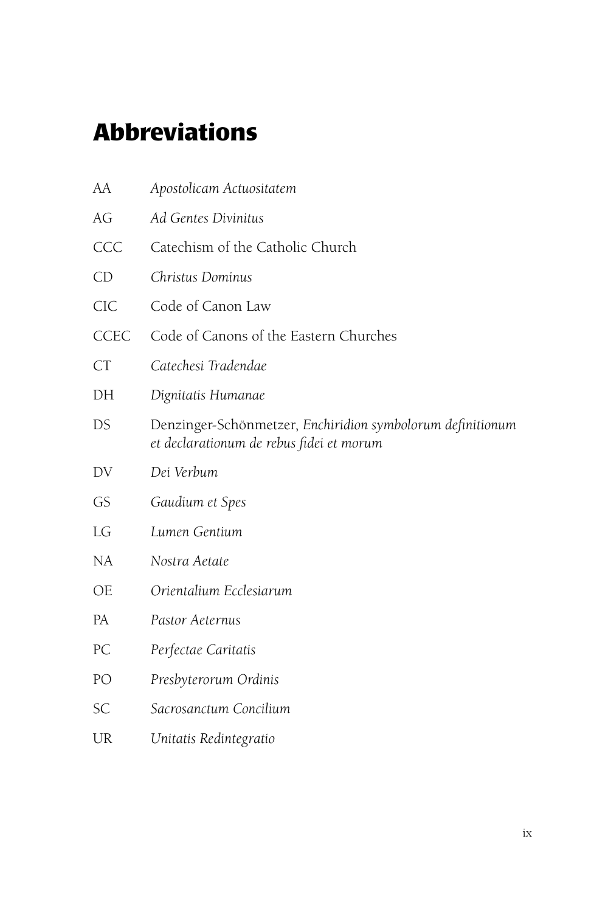# Abbreviations

| | |
|---|---|
| AA | *Apostolicam Actuositatem* |
| AG | *Ad Gentes Divinitus* |
| CCC | Catechism of the Catholic Church |
| CD | *Christus Dominus* |
| CIC | Code of Canon Law |
| CCEC | Code of Canons of the Eastern Churches |
| CT | *Catechesi Tradendae* |
| DH | *Dignitatis Humanae* |
| DS | Denzinger-Schönmetzer, *Enchiridion symbolorum definitionum et declarationum de rebus fidei et morum* |
| DV | *Dei Verbum* |
| GS | *Gaudium et Spes* |
| LG | *Lumen Gentium* |
| NA | *Nostra Aetate* |
| OE | *Orientalium Ecclesiarum* |
| PA | *Pastor Aeternus* |
| PC | *Perfectae Caritatis* |
| PO | *Presbyterorum Ordinis* |
| SC | *Sacrosanctum Concilium* |
| UR | *Unitatis Redintegratio* |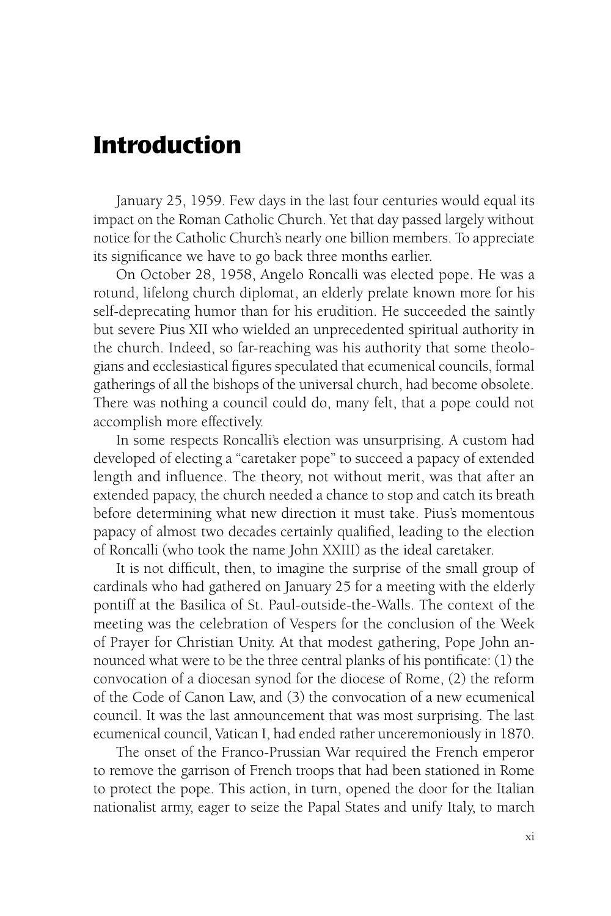# Introduction

January 25, 1959. Few days in the last four centuries would equal its impact on the Roman Catholic Church. Yet that day passed largely without notice for the Catholic Church's nearly one billion members. To appreciate its significance we have to go back three months earlier.

On October 28, 1958, Angelo Roncalli was elected pope. He was a rotund, lifelong church diplomat, an elderly prelate known more for his self-deprecating humor than for his erudition. He succeeded the saintly but severe Pius XII who wielded an unprecedented spiritual authority in the church. Indeed, so far-reaching was his authority that some theologians and ecclesiastical figures speculated that ecumenical councils, formal gatherings of all the bishops of the universal church, had become obsolete. There was nothing a council could do, many felt, that a pope could not accomplish more effectively.

In some respects Roncalli's election was unsurprising. A custom had developed of electing a "caretaker pope" to succeed a papacy of extended length and influence. The theory, not without merit, was that after an extended papacy, the church needed a chance to stop and catch its breath before determining what new direction it must take. Pius's momentous papacy of almost two decades certainly qualified, leading to the election of Roncalli (who took the name John XXIII) as the ideal caretaker.

It is not difficult, then, to imagine the surprise of the small group of cardinals who had gathered on January 25 for a meeting with the elderly pontiff at the Basilica of St. Paul-outside-the-Walls. The context of the meeting was the celebration of Vespers for the conclusion of the Week of Prayer for Christian Unity. At that modest gathering, Pope John announced what were to be the three central planks of his pontificate: (1) the convocation of a diocesan synod for the diocese of Rome, (2) the reform of the Code of Canon Law, and (3) the convocation of a new ecumenical council. It was the last announcement that was most surprising. The last ecumenical council, Vatican I, had ended rather unceremoniously in 1870.

The onset of the Franco-Prussian War required the French emperor to remove the garrison of French troops that had been stationed in Rome to protect the pope. This action, in turn, opened the door for the Italian nationalist army, eager to seize the Papal States and unify Italy, to march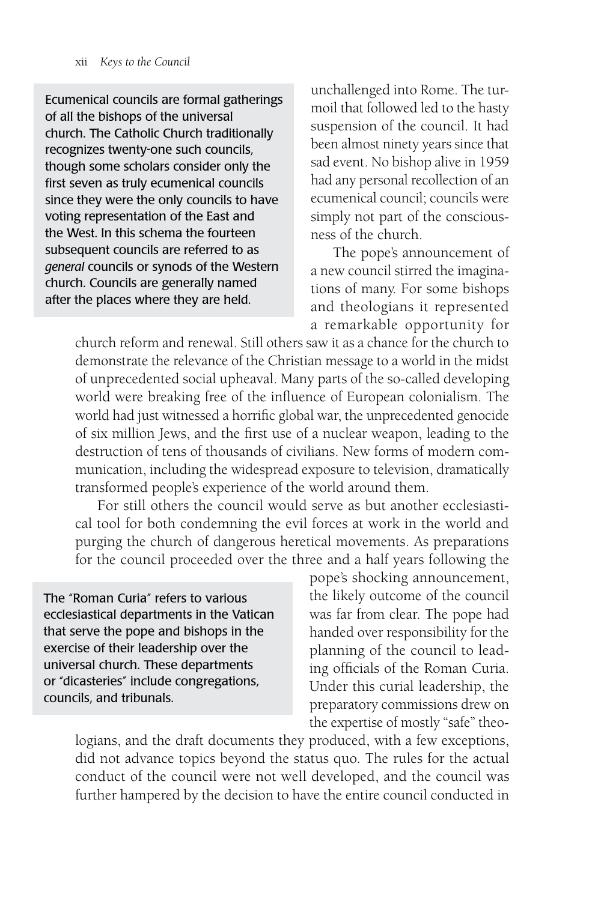> Ecumenical councils are formal gatherings of all the bishops of the universal church. The Catholic Church traditionally recognizes twenty-one such councils, though some scholars consider only the first seven as truly ecumenical councils since they were the only councils to have voting representation of the East and the West. In this schema the fourteen subsequent councils are referred to as *general* councils or synods of the Western church. Councils are generally named after the places where they are held.

unchallenged into Rome. The turmoil that followed led to the hasty suspension of the council. It had been almost ninety years since that sad event. No bishop alive in 1959 had any personal recollection of an ecumenical council; councils were simply not part of the consciousness of the church.

The pope's announcement of a new council stirred the imaginations of many. For some bishops and theologians it represented a remarkable opportunity for church reform and renewal. Still others saw it as a chance for the church to demonstrate the relevance of the Christian message to a world in the midst of unprecedented social upheaval. Many parts of the so-called developing world were breaking free of the influence of European colonialism. The world had just witnessed a horrific global war, the unprecedented genocide of six million Jews, and the first use of a nuclear weapon, leading to the destruction of tens of thousands of civilians. New forms of modern communication, including the widespread exposure to television, dramatically transformed people's experience of the world around them.

For still others the council would serve as but another ecclesiastical tool for both condemning the evil forces at work in the world and purging the church of dangerous heretical movements. As preparations for the council proceeded over the three and a half years following the pope's shocking announcement, the likely outcome of the council was far from clear. The pope had handed over responsibility for the planning of the council to leading officials of the Roman Curia. Under this curial leadership, the preparatory commissions drew on the expertise of mostly "safe" theologians, and the draft documents they produced, with a few exceptions, did not advance topics beyond the status quo. The rules for the actual conduct of the council were not well developed, and the council was further hampered by the decision to have the entire council conducted in

> The "Roman Curia" refers to various ecclesiastical departments in the Vatican that serve the pope and bishops in the exercise of their leadership over the universal church. These departments or "dicasteries" include congregations, councils, and tribunals.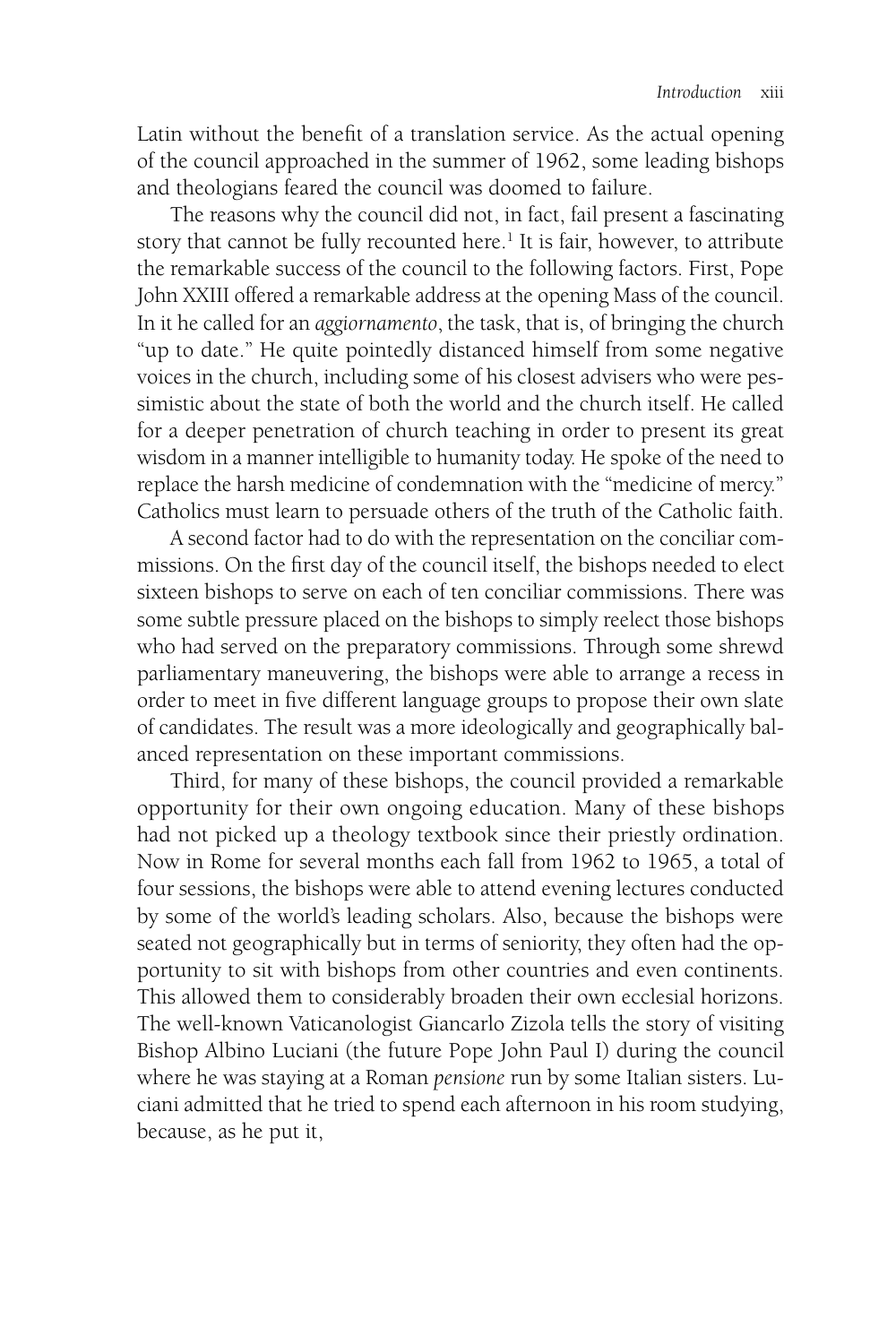Latin without the benefit of a translation service. As the actual opening of the council approached in the summer of 1962, some leading bishops and theologians feared the council was doomed to failure.

The reasons why the council did not, in fact, fail present a fascinating story that cannot be fully recounted here.[1] It is fair, however, to attribute the remarkable success of the council to the following factors. First, Pope John XXIII offered a remarkable address at the opening Mass of the council. In it he called for an *aggiornamento*, the task, that is, of bringing the church "up to date." He quite pointedly distanced himself from some negative voices in the church, including some of his closest advisers who were pessimistic about the state of both the world and the church itself. He called for a deeper penetration of church teaching in order to present its great wisdom in a manner intelligible to humanity today. He spoke of the need to replace the harsh medicine of condemnation with the "medicine of mercy." Catholics must learn to persuade others of the truth of the Catholic faith.

A second factor had to do with the representation on the conciliar commissions. On the first day of the council itself, the bishops needed to elect sixteen bishops to serve on each of ten conciliar commissions. There was some subtle pressure placed on the bishops to simply reelect those bishops who had served on the preparatory commissions. Through some shrewd parliamentary maneuvering, the bishops were able to arrange a recess in order to meet in five different language groups to propose their own slate of candidates. The result was a more ideologically and geographically balanced representation on these important commissions.

Third, for many of these bishops, the council provided a remarkable opportunity for their own ongoing education. Many of these bishops had not picked up a theology textbook since their priestly ordination. Now in Rome for several months each fall from 1962 to 1965, a total of four sessions, the bishops were able to attend evening lectures conducted by some of the world's leading scholars. Also, because the bishops were seated not geographically but in terms of seniority, they often had the opportunity to sit with bishops from other countries and even continents. This allowed them to considerably broaden their own ecclesial horizons. The well-known Vaticanologist Giancarlo Zizola tells the story of visiting Bishop Albino Luciani (the future Pope John Paul I) during the council where he was staying at a Roman *pensione* run by some Italian sisters. Luciani admitted that he tried to spend each afternoon in his room studying, because, as he put it,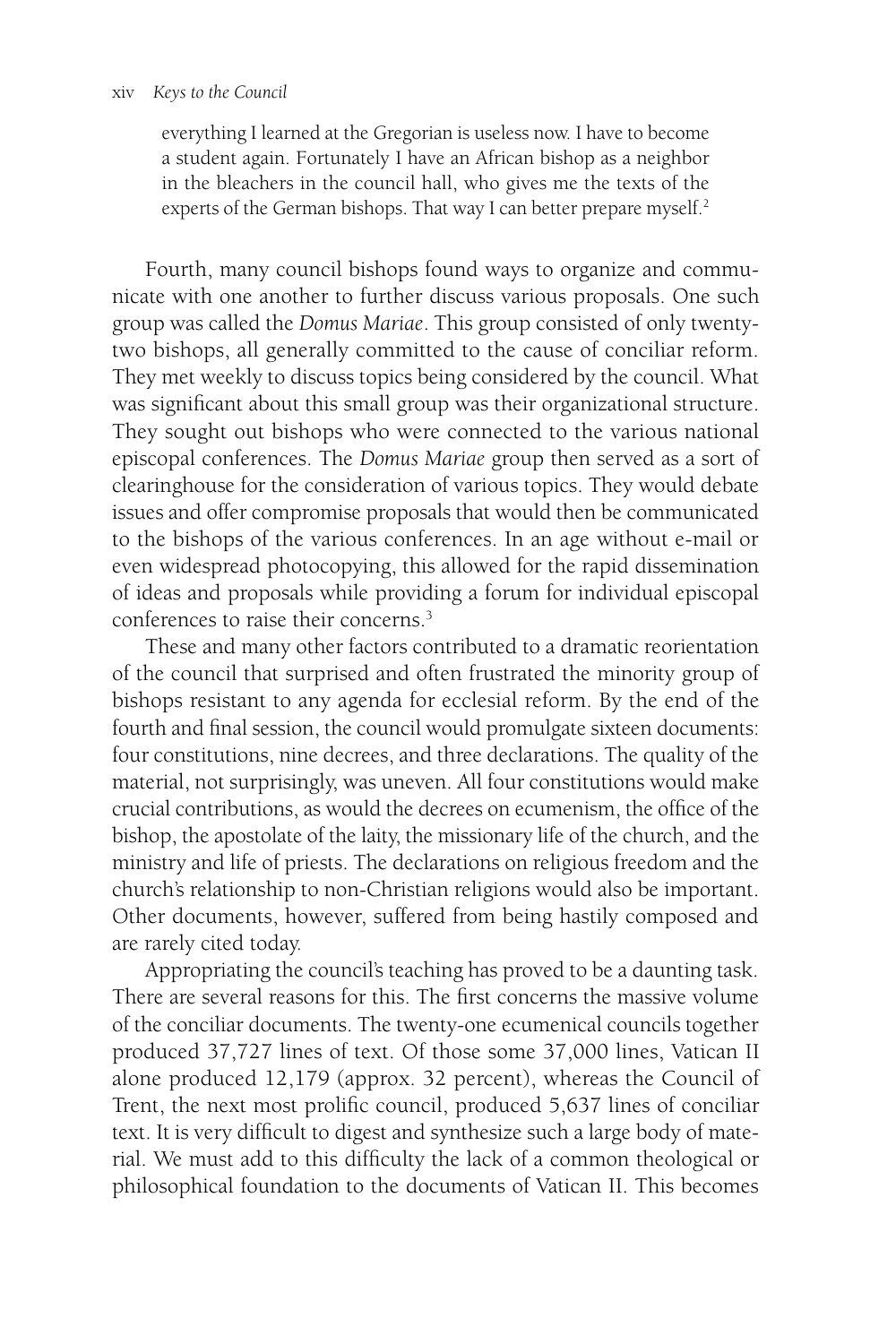> everything I learned at the Gregorian is useless now. I have to become a student again. Fortunately I have an African bishop as a neighbor in the bleachers in the council hall, who gives me the texts of the experts of the German bishops. That way I can better prepare myself.[2]

Fourth, many council bishops found ways to organize and communicate with one another to further discuss various proposals. One such group was called the *Domus Mariae*. This group consisted of only twenty-two bishops, all generally committed to the cause of conciliar reform. They met weekly to discuss topics being considered by the council. What was significant about this small group was their organizational structure. They sought out bishops who were connected to the various national episcopal conferences. The *Domus Mariae* group then served as a sort of clearinghouse for the consideration of various topics. They would debate issues and offer compromise proposals that would then be communicated to the bishops of the various conferences. In an age without e-mail or even widespread photocopying, this allowed for the rapid dissemination of ideas and proposals while providing a forum for individual episcopal conferences to raise their concerns.[3]

These and many other factors contributed to a dramatic reorientation of the council that surprised and often frustrated the minority group of bishops resistant to any agenda for ecclesial reform. By the end of the fourth and final session, the council would promulgate sixteen documents: four constitutions, nine decrees, and three declarations. The quality of the material, not surprisingly, was uneven. All four constitutions would make crucial contributions, as would the decrees on ecumenism, the office of the bishop, the apostolate of the laity, the missionary life of the church, and the ministry and life of priests. The declarations on religious freedom and the church's relationship to non-Christian religions would also be important. Other documents, however, suffered from being hastily composed and are rarely cited today.

Appropriating the council's teaching has proved to be a daunting task. There are several reasons for this. The first concerns the massive volume of the conciliar documents. The twenty-one ecumenical councils together produced 37,727 lines of text. Of those some 37,000 lines, Vatican II alone produced 12,179 (approx. 32 percent), whereas the Council of Trent, the next most prolific council, produced 5,637 lines of conciliar text. It is very difficult to digest and synthesize such a large body of material. We must add to this difficulty the lack of a common theological or philosophical foundation to the documents of Vatican II. This becomes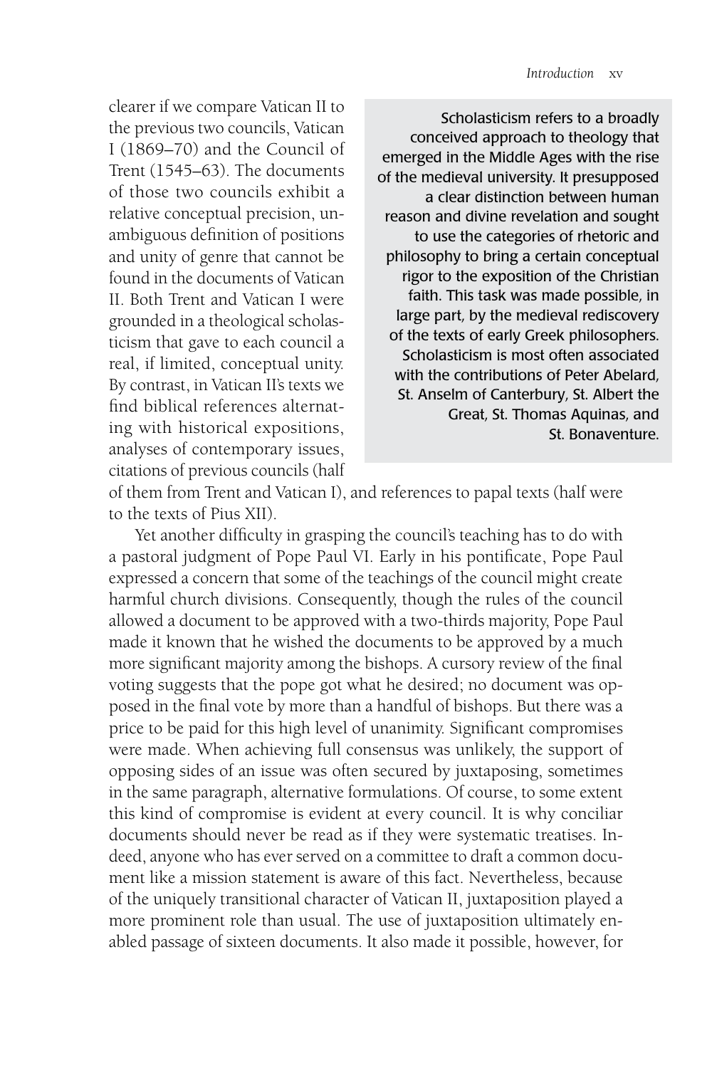clearer if we compare Vatican II to the previous two councils, Vatican I (1869–70) and the Council of Trent (1545–63). The documents of those two councils exhibit a relative conceptual precision, unambiguous definition of positions and unity of genre that cannot be found in the documents of Vatican II. Both Trent and Vatican I were grounded in a theological scholasticism that gave to each council a real, if limited, conceptual unity. By contrast, in Vatican II's texts we find biblical references alternating with historical expositions, analyses of contemporary issues, citations of previous councils (half of them from Trent and Vatican I), and references to papal texts (half were to the texts of Pius XII).

> Scholasticism refers to a broadly conceived approach to theology that emerged in the Middle Ages with the rise of the medieval university. It presupposed a clear distinction between human reason and divine revelation and sought to use the categories of rhetoric and philosophy to bring a certain conceptual rigor to the exposition of the Christian faith. This task was made possible, in large part, by the medieval rediscovery of the texts of early Greek philosophers. Scholasticism is most often associated with the contributions of Peter Abelard, St. Anselm of Canterbury, St. Albert the Great, St. Thomas Aquinas, and St. Bonaventure.

Yet another difficulty in grasping the council's teaching has to do with a pastoral judgment of Pope Paul VI. Early in his pontificate, Pope Paul expressed a concern that some of the teachings of the council might create harmful church divisions. Consequently, though the rules of the council allowed a document to be approved with a two-thirds majority, Pope Paul made it known that he wished the documents to be approved by a much more significant majority among the bishops. A cursory review of the final voting suggests that the pope got what he desired; no document was opposed in the final vote by more than a handful of bishops. But there was a price to be paid for this high level of unanimity. Significant compromises were made. When achieving full consensus was unlikely, the support of opposing sides of an issue was often secured by juxtaposing, sometimes in the same paragraph, alternative formulations. Of course, to some extent this kind of compromise is evident at every council. It is why conciliar documents should never be read as if they were systematic treatises. Indeed, anyone who has ever served on a committee to draft a common document like a mission statement is aware of this fact. Nevertheless, because of the uniquely transitional character of Vatican II, juxtaposition played a more prominent role than usual. The use of juxtaposition ultimately enabled passage of sixteen documents. It also made it possible, however, for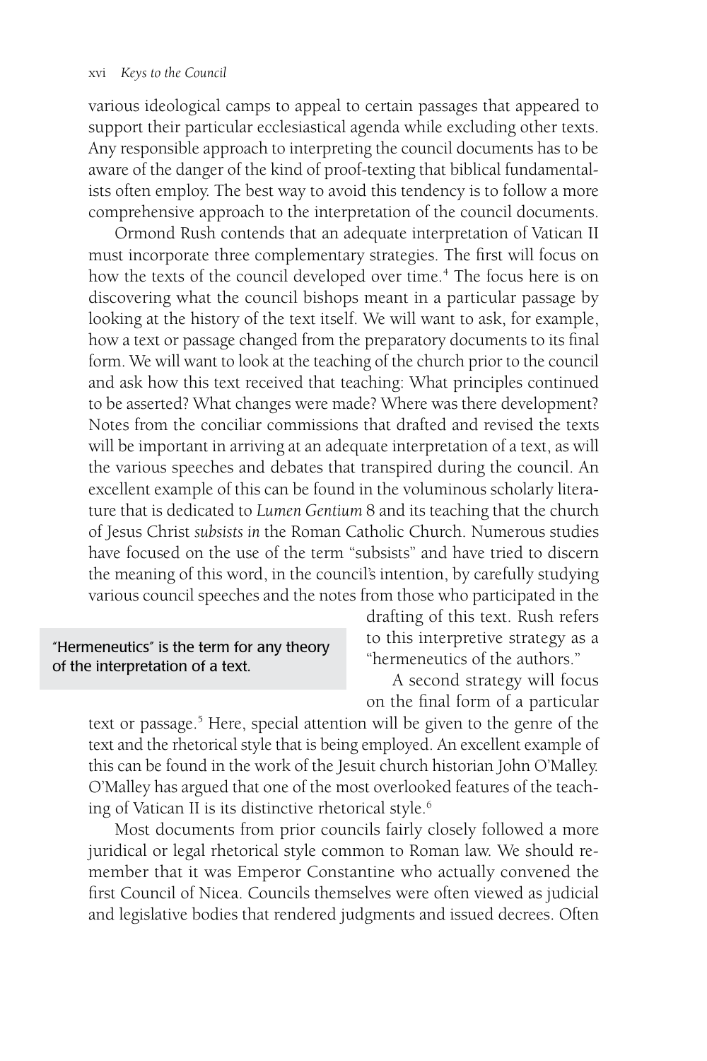various ideological camps to appeal to certain passages that appeared to support their particular ecclesiastical agenda while excluding other texts. Any responsible approach to interpreting the council documents has to be aware of the danger of the kind of proof-texting that biblical fundamentalists often employ. The best way to avoid this tendency is to follow a more comprehensive approach to the interpretation of the council documents.

Ormond Rush contends that an adequate interpretation of Vatican II must incorporate three complementary strategies. The first will focus on how the texts of the council developed over time.[4] The focus here is on discovering what the council bishops meant in a particular passage by looking at the history of the text itself. We will want to ask, for example, how a text or passage changed from the preparatory documents to its final form. We will want to look at the teaching of the church prior to the council and ask how this text received that teaching: What principles continued to be asserted? What changes were made? Where was there development? Notes from the conciliar commissions that drafted and revised the texts will be important in arriving at an adequate interpretation of a text, as will the various speeches and debates that transpired during the council. An excellent example of this can be found in the voluminous scholarly literature that is dedicated to *Lumen Gentium* 8 and its teaching that the church of Jesus Christ *subsists in* the Roman Catholic Church. Numerous studies have focused on the use of the term "subsists" and have tried to discern the meaning of this word, in the council's intention, by carefully studying various council speeches and the notes from those who participated in the drafting of this text. Rush refers to this interpretive strategy as a "hermeneutics of the authors."

"Hermeneutics" is the term for any theory of the interpretation of a text.

A second strategy will focus on the final form of a particular text or passage.[5] Here, special attention will be given to the genre of the text and the rhetorical style that is being employed. An excellent example of this can be found in the work of the Jesuit church historian John O'Malley. O'Malley has argued that one of the most overlooked features of the teaching of Vatican II is its distinctive rhetorical style.[6]

Most documents from prior councils fairly closely followed a more juridical or legal rhetorical style common to Roman law. We should remember that it was Emperor Constantine who actually convened the first Council of Nicea. Councils themselves were often viewed as judicial and legislative bodies that rendered judgments and issued decrees. Often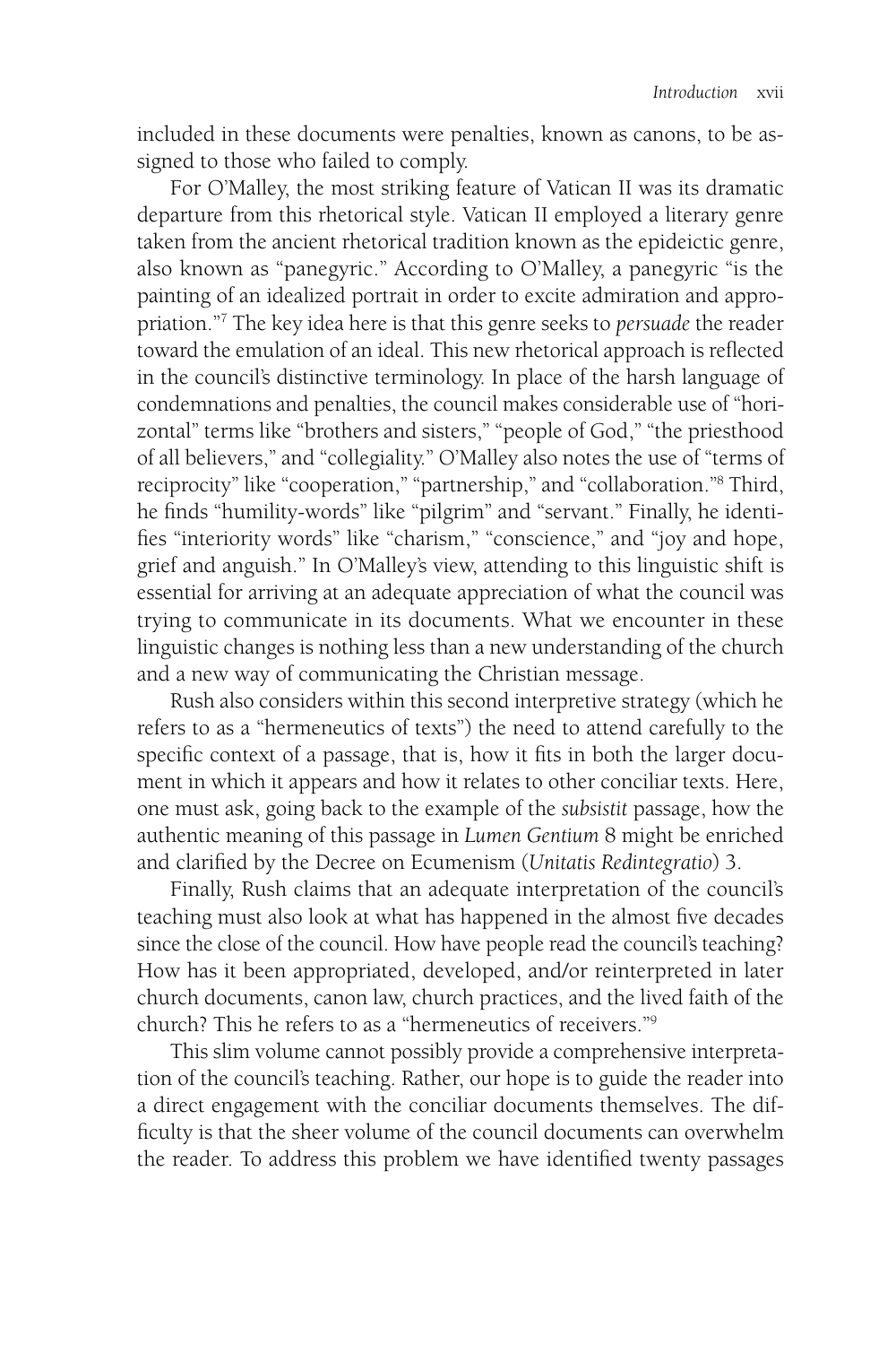included in these documents were penalties, known as canons, to be assigned to those who failed to comply.

For O'Malley, the most striking feature of Vatican II was its dramatic departure from this rhetorical style. Vatican II employed a literary genre taken from the ancient rhetorical tradition known as the epideictic genre, also known as "panegyric." According to O'Malley, a panegyric "is the painting of an idealized portrait in order to excite admiration and appropriation."[7] The key idea here is that this genre seeks to *persuade* the reader toward the emulation of an ideal. This new rhetorical approach is reflected in the council's distinctive terminology. In place of the harsh language of condemnations and penalties, the council makes considerable use of "horizontal" terms like "brothers and sisters," "people of God," "the priesthood of all believers," and "collegiality." O'Malley also notes the use of "terms of reciprocity" like "cooperation," "partnership," and "collaboration."[8] Third, he finds "humility-words" like "pilgrim" and "servant." Finally, he identifies "interiority words" like "charism," "conscience," and "joy and hope, grief and anguish." In O'Malley's view, attending to this linguistic shift is essential for arriving at an adequate appreciation of what the council was trying to communicate in its documents. What we encounter in these linguistic changes is nothing less than a new understanding of the church and a new way of communicating the Christian message.

Rush also considers within this second interpretive strategy (which he refers to as a "hermeneutics of texts") the need to attend carefully to the specific context of a passage, that is, how it fits in both the larger document in which it appears and how it relates to other conciliar texts. Here, one must ask, going back to the example of the *subsistit* passage, how the authentic meaning of this passage in *Lumen Gentium* 8 might be enriched and clarified by the Decree on Ecumenism (*Unitatis Redintegratio*) 3.

Finally, Rush claims that an adequate interpretation of the council's teaching must also look at what has happened in the almost five decades since the close of the council. How have people read the council's teaching? How has it been appropriated, developed, and/or reinterpreted in later church documents, canon law, church practices, and the lived faith of the church? This he refers to as a "hermeneutics of receivers."[9]

This slim volume cannot possibly provide a comprehensive interpretation of the council's teaching. Rather, our hope is to guide the reader into a direct engagement with the conciliar documents themselves. The difficulty is that the sheer volume of the council documents can overwhelm the reader. To address this problem we have identified twenty passages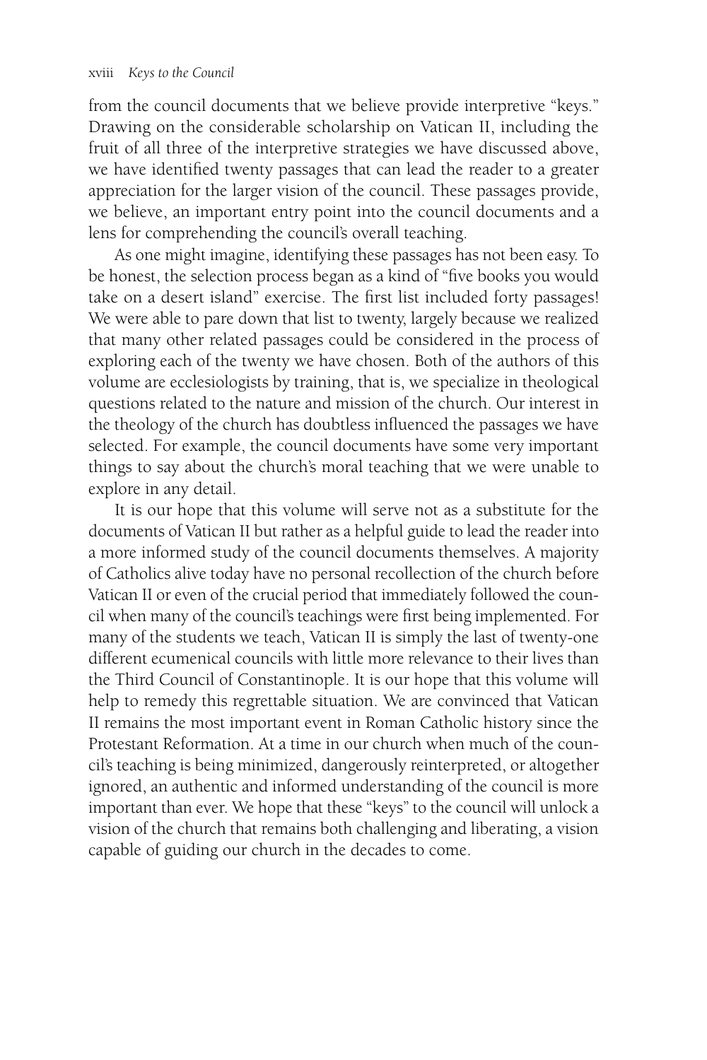from the council documents that we believe provide interpretive "keys." Drawing on the considerable scholarship on Vatican II, including the fruit of all three of the interpretive strategies we have discussed above, we have identified twenty passages that can lead the reader to a greater appreciation for the larger vision of the council. These passages provide, we believe, an important entry point into the council documents and a lens for comprehending the council's overall teaching.

As one might imagine, identifying these passages has not been easy. To be honest, the selection process began as a kind of "five books you would take on a desert island" exercise. The first list included forty passages! We were able to pare down that list to twenty, largely because we realized that many other related passages could be considered in the process of exploring each of the twenty we have chosen. Both of the authors of this volume are ecclesiologists by training, that is, we specialize in theological questions related to the nature and mission of the church. Our interest in the theology of the church has doubtless influenced the passages we have selected. For example, the council documents have some very important things to say about the church's moral teaching that we were unable to explore in any detail.

It is our hope that this volume will serve not as a substitute for the documents of Vatican II but rather as a helpful guide to lead the reader into a more informed study of the council documents themselves. A majority of Catholics alive today have no personal recollection of the church before Vatican II or even of the crucial period that immediately followed the council when many of the council's teachings were first being implemented. For many of the students we teach, Vatican II is simply the last of twenty-one different ecumenical councils with little more relevance to their lives than the Third Council of Constantinople. It is our hope that this volume will help to remedy this regrettable situation. We are convinced that Vatican II remains the most important event in Roman Catholic history since the Protestant Reformation. At a time in our church when much of the council's teaching is being minimized, dangerously reinterpreted, or altogether ignored, an authentic and informed understanding of the council is more important than ever. We hope that these "keys" to the council will unlock a vision of the church that remains both challenging and liberating, a vision capable of guiding our church in the decades to come.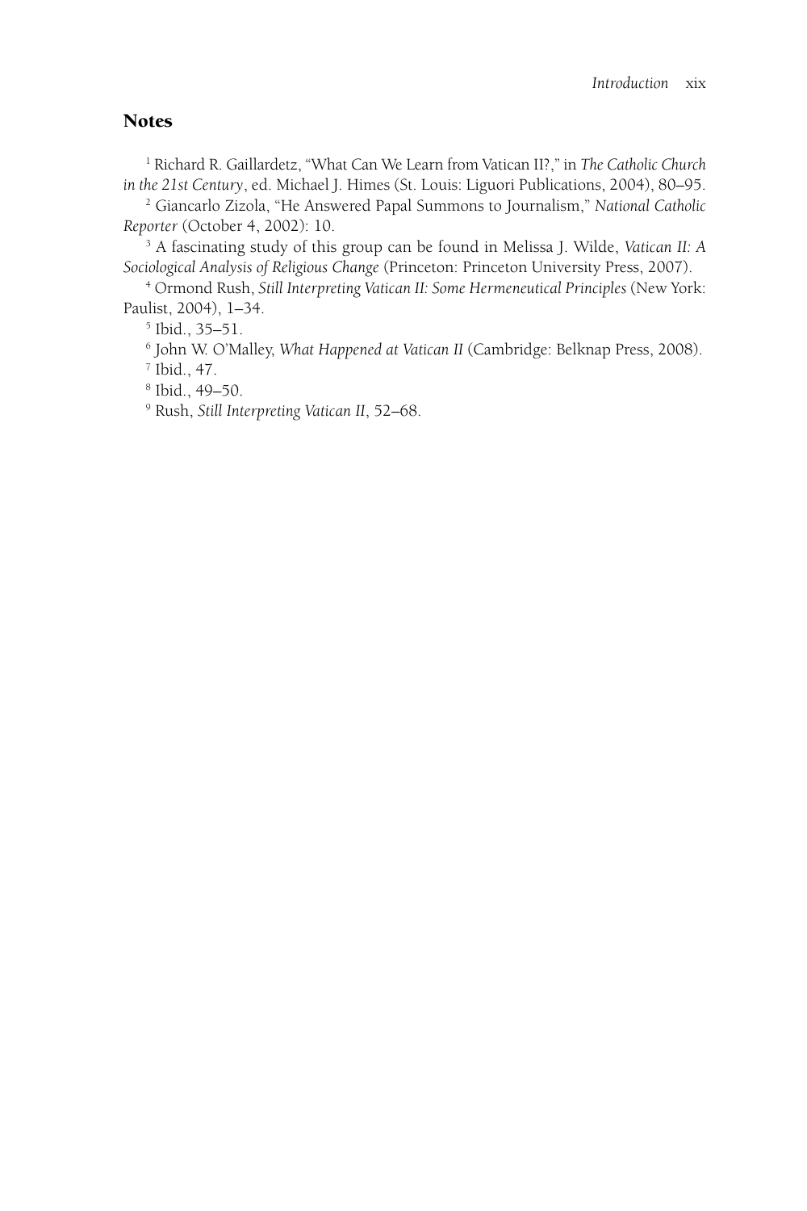## Notes

[1] Richard R. Gaillardetz, "What Can We Learn from Vatican II?," in *The Catholic Church in the 21st Century*, ed. Michael J. Himes (St. Louis: Liguori Publications, 2004), 80–95.

[2] Giancarlo Zizola, "He Answered Papal Summons to Journalism," *National Catholic Reporter* (October 4, 2002): 10.

[3] A fascinating study of this group can be found in Melissa J. Wilde, *Vatican II: A Sociological Analysis of Religious Change* (Princeton: Princeton University Press, 2007).

[4] Ormond Rush, *Still Interpreting Vatican II: Some Hermeneutical Principles* (New York: Paulist, 2004), 1–34.

[5] Ibid., 35–51.

[6] John W. O'Malley, *What Happened at Vatican II* (Cambridge: Belknap Press, 2008).

[7] Ibid., 47.

[8] Ibid., 49–50.

[9] Rush, *Still Interpreting Vatican II*, 52–68.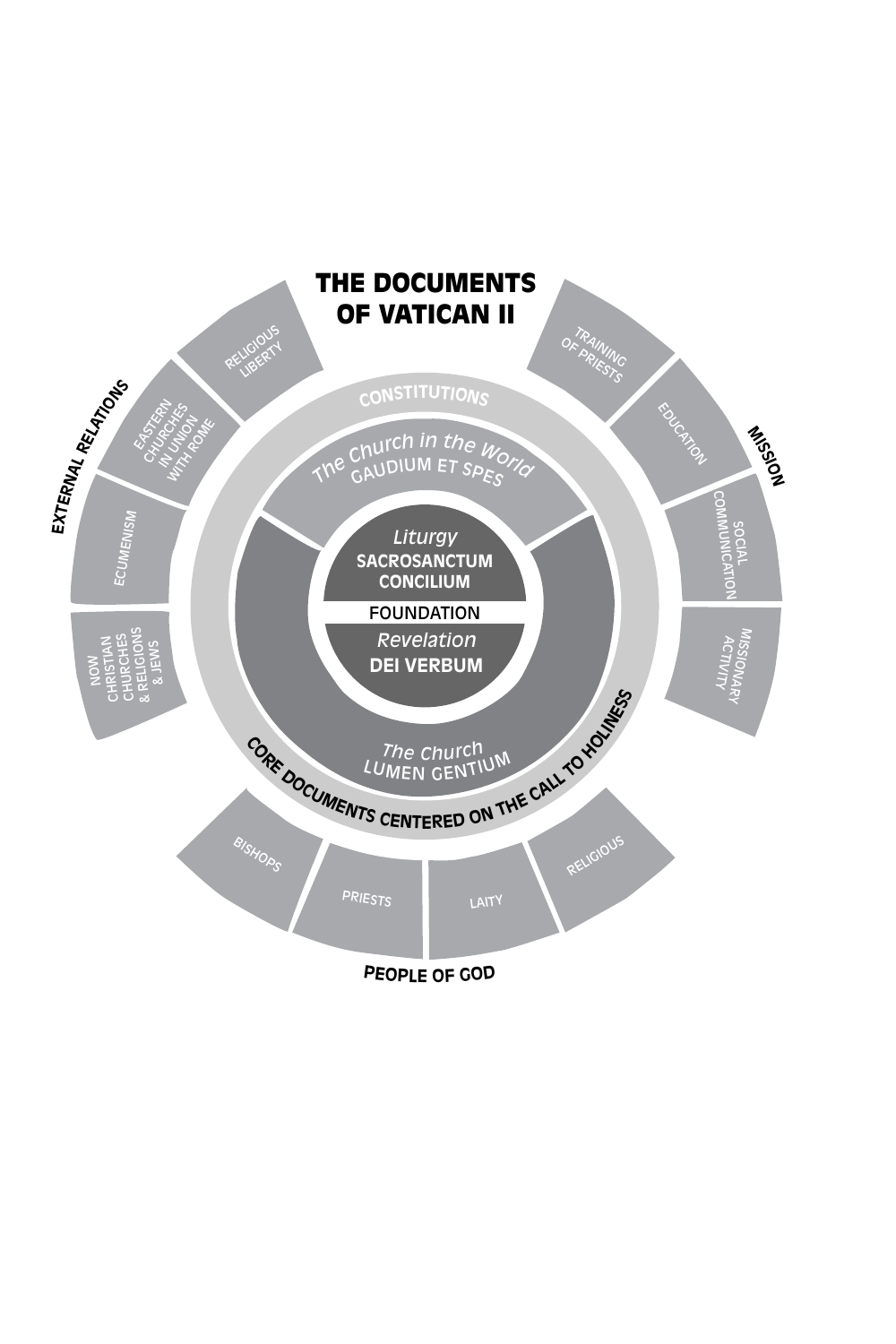# THE DOCUMENTS OF VATICAN II

**CONSTITUTIONS**

*The Church in the World*
GAUDIUM ET SPES

*Liturgy*
**SACROSANCTUM CONCILIUM**

FOUNDATION

*Revelation*
**DEI VERBUM**

*The Church*
LUMEN GENTIUM

**CORE DOCUMENTS CENTERED ON THE CALL TO HOLINESS**

**EXTERNAL RELATIONS**

- RELIGIOUS LIBERTY
- EASTERN CHURCHES IN UNION WITH ROME
- ECUMENISM
- NOW CHRISTIAN CHURCHES & RELIGIONS & JEWS

**MISSION**

- TRAINING OF PRIESTS
- EDUCATION
- SOCIAL COMMUNICATION
- MISSIONARY ACTIVITY

**PEOPLE OF GOD**

- BISHOPS
- PRIESTS
- LAITY
- RELIGIOUS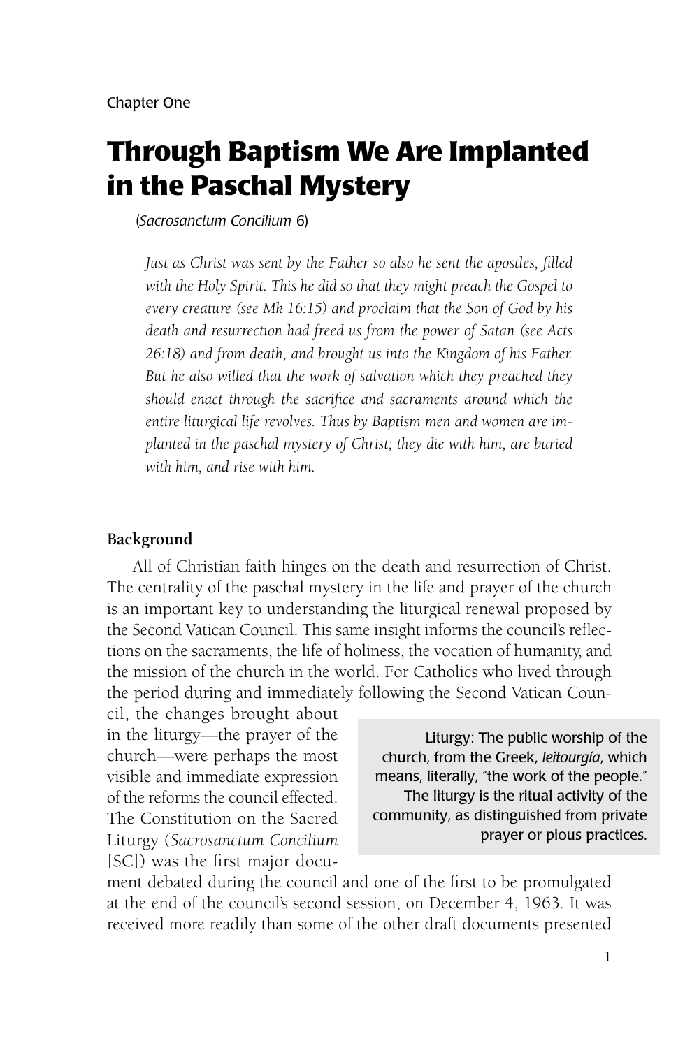Chapter One

# Through Baptism We Are Implanted in the Paschal Mystery

(*Sacrosanctum Concilium* 6)

> *Just as Christ was sent by the Father so also he sent the apostles, filled with the Holy Spirit. This he did so that they might preach the Gospel to every creature (see Mk 16:15) and proclaim that the Son of God by his death and resurrection had freed us from the power of Satan (see Acts 26:18) and from death, and brought us into the Kingdom of his Father. But he also willed that the work of salvation which they preached they should enact through the sacrifice and sacraments around which the entire liturgical life revolves. Thus by Baptism men and women are implanted in the paschal mystery of Christ; they die with him, are buried with him, and rise with him.*

### Background

All of Christian faith hinges on the death and resurrection of Christ. The centrality of the paschal mystery in the life and prayer of the church is an important key to understanding the liturgical renewal proposed by the Second Vatican Council. This same insight informs the council's reflections on the sacraments, the life of holiness, the vocation of humanity, and the mission of the church in the world. For Catholics who lived through the period during and immediately following the Second Vatican Council, the changes brought about in the liturgy—the prayer of the church—were perhaps the most visible and immediate expression of the reforms the council effected. The Constitution on the Sacred Liturgy (*Sacrosanctum Concilium* [SC]) was the first major document debated during the council and one of the first to be promulgated at the end of the council's second session, on December 4, 1963. It was received more readily than some of the other draft documents presented

> Liturgy: The public worship of the church, from the Greek, *leitourgía*, which means, literally, "the work of the people." The liturgy is the ritual activity of the community, as distinguished from private prayer or pious practices.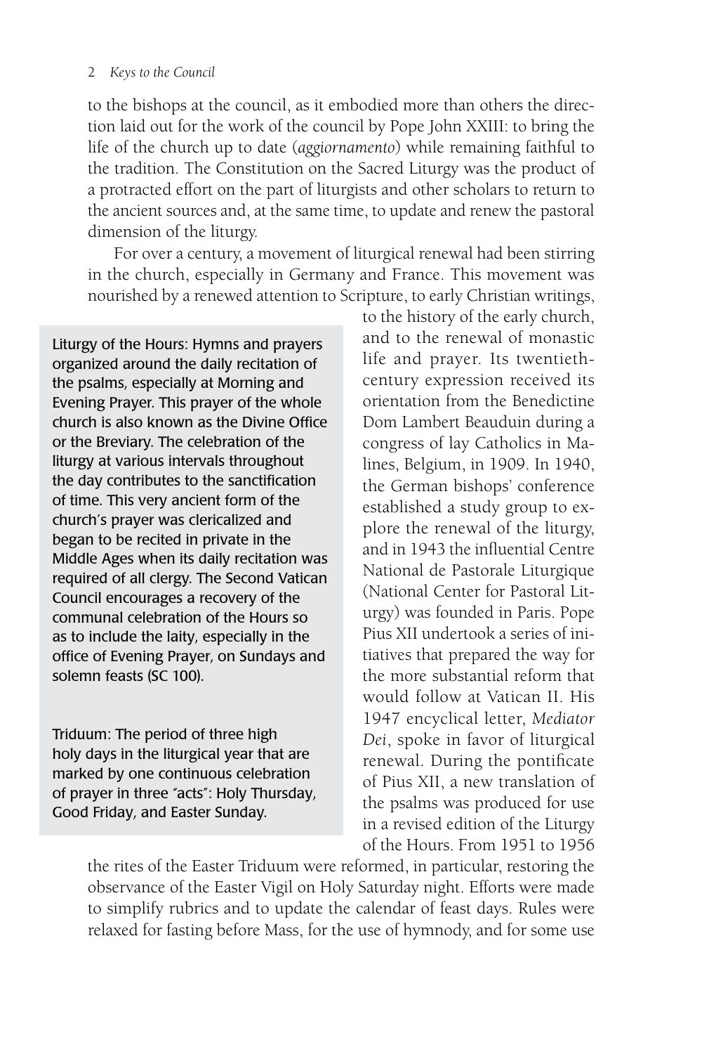to the bishops at the council, as it embodied more than others the direction laid out for the work of the council by Pope John XXIII: to bring the life of the church up to date (*aggiornamento*) while remaining faithful to the tradition. The Constitution on the Sacred Liturgy was the product of a protracted effort on the part of liturgists and other scholars to return to the ancient sources and, at the same time, to update and renew the pastoral dimension of the liturgy.

For over a century, a movement of liturgical renewal had been stirring in the church, especially in Germany and France. This movement was nourished by a renewed attention to Scripture, to early Christian writings, to the history of the early church, and to the renewal of monastic life and prayer. Its twentieth-century expression received its orientation from the Benedictine Dom Lambert Beauduin during a congress of lay Catholics in Malines, Belgium, in 1909. In 1940, the German bishops' conference established a study group to explore the renewal of the liturgy, and in 1943 the influential Centre National de Pastorale Liturgique (National Center for Pastoral Liturgy) was founded in Paris. Pope Pius XII undertook a series of initiatives that prepared the way for the more substantial reform that would follow at Vatican II. His 1947 encyclical letter, *Mediator Dei*, spoke in favor of liturgical renewal. During the pontificate of Pius XII, a new translation of the psalms was produced for use in a revised edition of the Liturgy of the Hours. From 1951 to 1956 the rites of the Easter Triduum were reformed, in particular, restoring the observance of the Easter Vigil on Holy Saturday night. Efforts were made to simplify rubrics and to update the calendar of feast days. Rules were relaxed for fasting before Mass, for the use of hymnody, and for some use

> Liturgy of the Hours: Hymns and prayers organized around the daily recitation of the psalms, especially at Morning and Evening Prayer. This prayer of the whole church is also known as the Divine Office or the Breviary. The celebration of the liturgy at various intervals throughout the day contributes to the sanctification of time. This very ancient form of the church's prayer was clericalized and began to be recited in private in the Middle Ages when its daily recitation was required of all clergy. The Second Vatican Council encourages a recovery of the communal celebration of the Hours so as to include the laity, especially in the office of Evening Prayer, on Sundays and solemn feasts (SC 100).
>
> Triduum: The period of three high holy days in the liturgical year that are marked by one continuous celebration of prayer in three "acts": Holy Thursday, Good Friday, and Easter Sunday.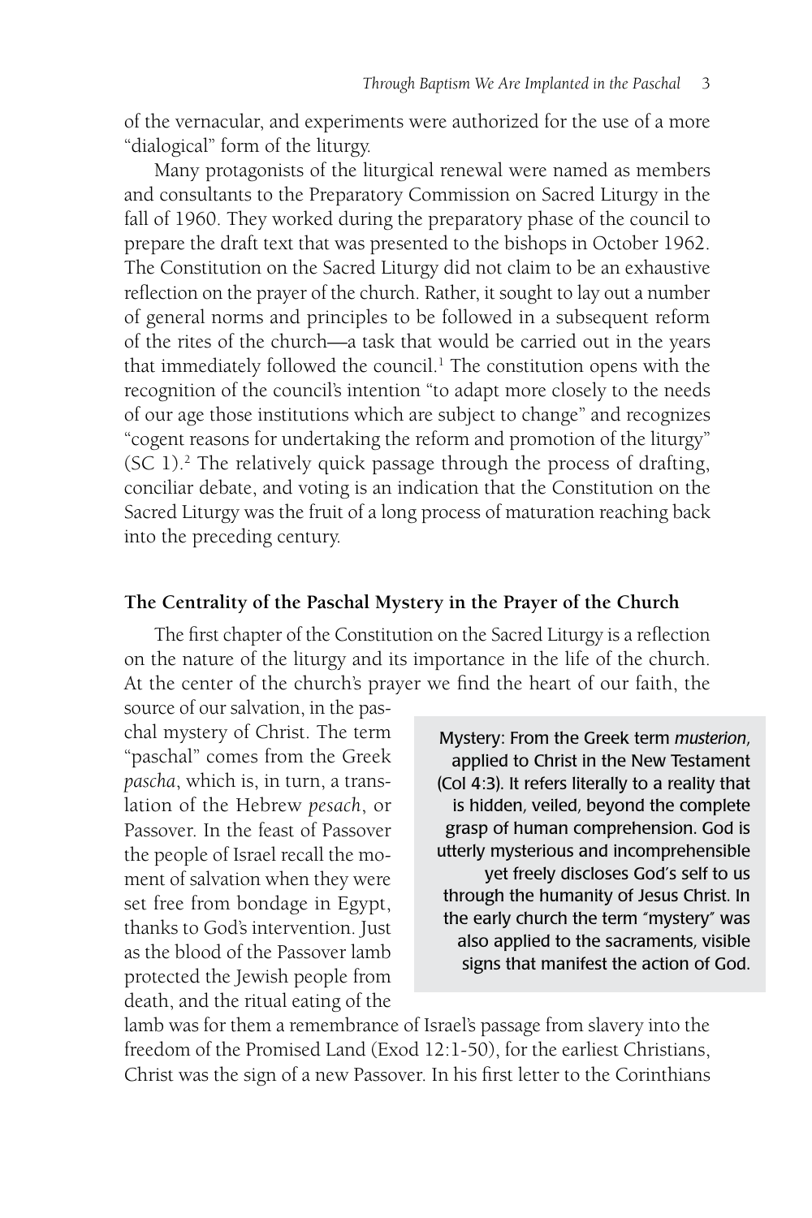of the vernacular, and experiments were authorized for the use of a more "dialogical" form of the liturgy.

Many protagonists of the liturgical renewal were named as members and consultants to the Preparatory Commission on Sacred Liturgy in the fall of 1960. They worked during the preparatory phase of the council to prepare the draft text that was presented to the bishops in October 1962. The Constitution on the Sacred Liturgy did not claim to be an exhaustive reflection on the prayer of the church. Rather, it sought to lay out a number of general norms and principles to be followed in a subsequent reform of the rites of the church—a task that would be carried out in the years that immediately followed the council.[1] The constitution opens with the recognition of the council's intention "to adapt more closely to the needs of our age those institutions which are subject to change" and recognizes "cogent reasons for undertaking the reform and promotion of the liturgy" (SC 1).[2] The relatively quick passage through the process of drafting, conciliar debate, and voting is an indication that the Constitution on the Sacred Liturgy was the fruit of a long process of maturation reaching back into the preceding century.

## The Centrality of the Paschal Mystery in the Prayer of the Church

The first chapter of the Constitution on the Sacred Liturgy is a reflection on the nature of the liturgy and its importance in the life of the church. At the center of the church's prayer we find the heart of our faith, the source of our salvation, in the paschal mystery of Christ. The term "paschal" comes from the Greek *pascha*, which is, in turn, a translation of the Hebrew *pesach*, or Passover. In the feast of Passover the people of Israel recall the moment of salvation when they were set free from bondage in Egypt, thanks to God's intervention. Just as the blood of the Passover lamb protected the Jewish people from death, and the ritual eating of the lamb was for them a remembrance of Israel's passage from slavery into the freedom of the Promised Land (Exod 12:1-50), for the earliest Christians, Christ was the sign of a new Passover. In his first letter to the Corinthians

> Mystery: From the Greek term *musterion*, applied to Christ in the New Testament (Col 4:3). It refers literally to a reality that is hidden, veiled, beyond the complete grasp of human comprehension. God is utterly mysterious and incomprehensible yet freely discloses God's self to us through the humanity of Jesus Christ. In the early church the term "mystery" was also applied to the sacraments, visible signs that manifest the action of God.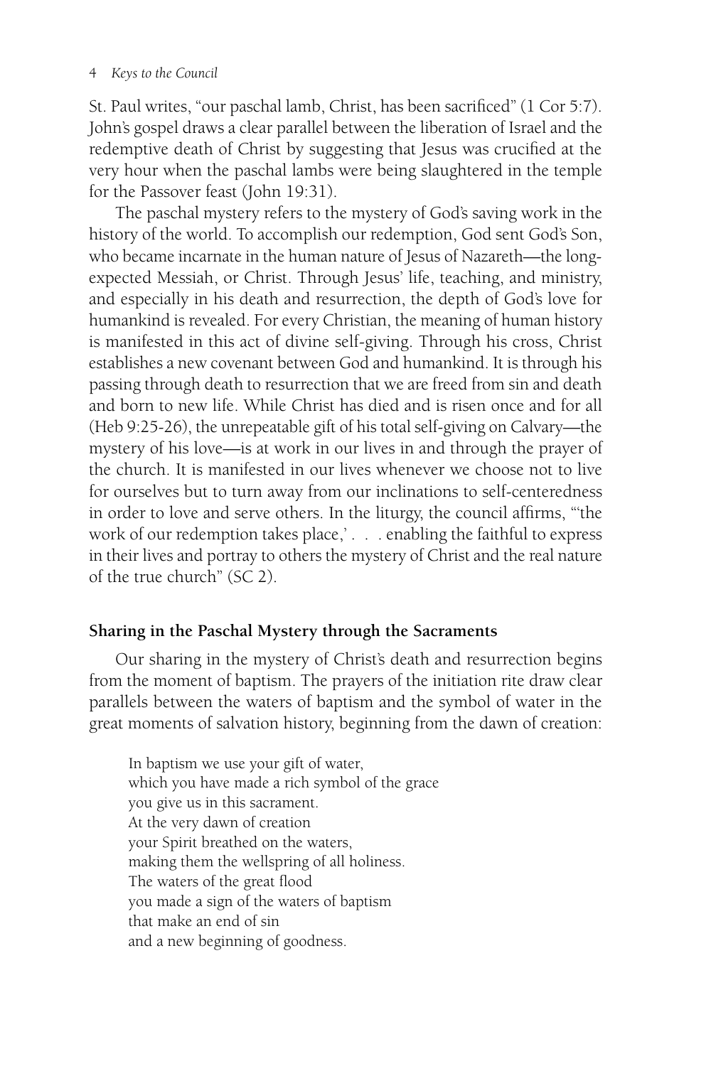St. Paul writes, "our paschal lamb, Christ, has been sacrificed" (1 Cor 5:7). John's gospel draws a clear parallel between the liberation of Israel and the redemptive death of Christ by suggesting that Jesus was crucified at the very hour when the paschal lambs were being slaughtered in the temple for the Passover feast (John 19:31).

The paschal mystery refers to the mystery of God's saving work in the history of the world. To accomplish our redemption, God sent God's Son, who became incarnate in the human nature of Jesus of Nazareth—the long-expected Messiah, or Christ. Through Jesus' life, teaching, and ministry, and especially in his death and resurrection, the depth of God's love for humankind is revealed. For every Christian, the meaning of human history is manifested in this act of divine self-giving. Through his cross, Christ establishes a new covenant between God and humankind. It is through his passing through death to resurrection that we are freed from sin and death and born to new life. While Christ has died and is risen once and for all (Heb 9:25-26), the unrepeatable gift of his total self-giving on Calvary—the mystery of his love—is at work in our lives in and through the prayer of the church. It is manifested in our lives whenever we choose not to live for ourselves but to turn away from our inclinations to self-centeredness in order to love and serve others. In the liturgy, the council affirms, "'the work of our redemption takes place,' . . . enabling the faithful to express in their lives and portray to others the mystery of Christ and the real nature of the true church" (SC 2).

## Sharing in the Paschal Mystery through the Sacraments

Our sharing in the mystery of Christ's death and resurrection begins from the moment of baptism. The prayers of the initiation rite draw clear parallels between the waters of baptism and the symbol of water in the great moments of salvation history, beginning from the dawn of creation:

> In baptism we use your gift of water,
> which you have made a rich symbol of the grace
> you give us in this sacrament.
> At the very dawn of creation
> your Spirit breathed on the waters,
> making them the wellspring of all holiness.
> The waters of the great flood
> you made a sign of the waters of baptism
> that make an end of sin
> and a new beginning of goodness.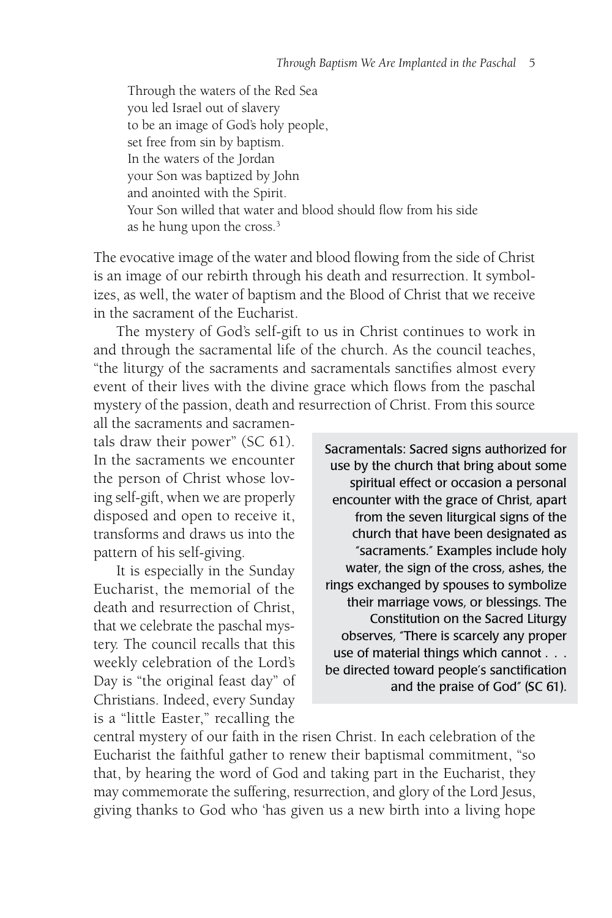> Through the waters of the Red Sea
> you led Israel out of slavery
> to be an image of God's holy people,
> set free from sin by baptism.
> In the waters of the Jordan
> your Son was baptized by John
> and anointed with the Spirit.
> Your Son willed that water and blood should flow from his side
> as he hung upon the cross.[3]

The evocative image of the water and blood flowing from the side of Christ is an image of our rebirth through his death and resurrection. It symbolizes, as well, the water of baptism and the Blood of Christ that we receive in the sacrament of the Eucharist.

The mystery of God's self-gift to us in Christ continues to work in and through the sacramental life of the church. As the council teaches, "the liturgy of the sacraments and sacramentals sanctifies almost every event of their lives with the divine grace which flows from the paschal mystery of the passion, death and resurrection of Christ. From this source all the sacraments and sacramentals draw their power" (SC 61). In the sacraments we encounter the person of Christ whose loving self-gift, when we are properly disposed and open to receive it, transforms and draws us into the pattern of his self-giving.

It is especially in the Sunday Eucharist, the memorial of the death and resurrection of Christ, that we celebrate the paschal mystery. The council recalls that this weekly celebration of the Lord's Day is "the original feast day" of Christians. Indeed, every Sunday is a "little Easter," recalling the central mystery of our faith in the risen Christ. In each celebration of the Eucharist the faithful gather to renew their baptismal commitment, "so that, by hearing the word of God and taking part in the Eucharist, they may commemorate the suffering, resurrection, and glory of the Lord Jesus, giving thanks to God who 'has given us a new birth into a living hope

> Sacramentals: Sacred signs authorized for use by the church that bring about some spiritual effect or occasion a personal encounter with the grace of Christ, apart from the seven liturgical signs of the church that have been designated as "sacraments." Examples include holy water, the sign of the cross, ashes, the rings exchanged by spouses to symbolize their marriage vows, or blessings. The Constitution on the Sacred Liturgy observes, "There is scarcely any proper use of material things which cannot . . . be directed toward people's sanctification and the praise of God" (SC 61).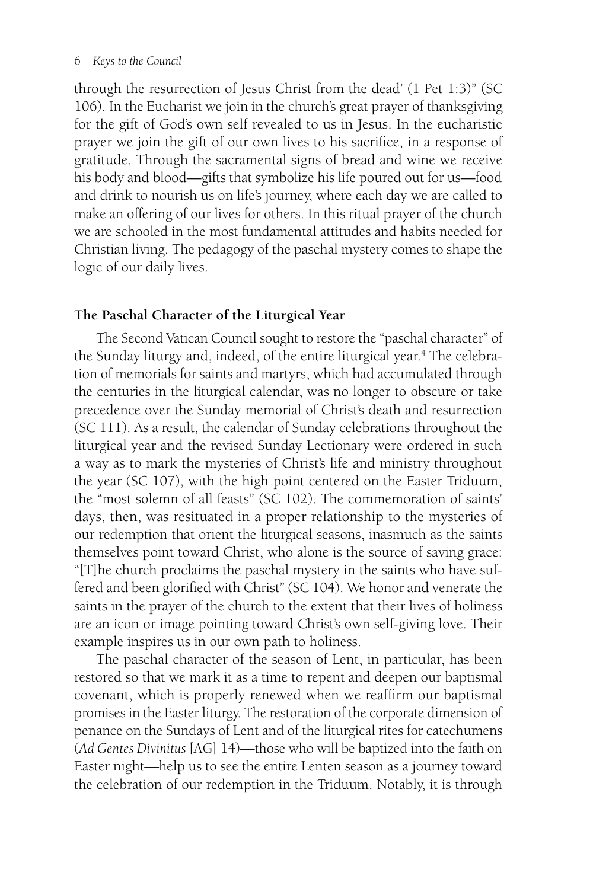through the resurrection of Jesus Christ from the dead' (1 Pet 1:3)" (SC 106). In the Eucharist we join in the church's great prayer of thanksgiving for the gift of God's own self revealed to us in Jesus. In the eucharistic prayer we join the gift of our own lives to his sacrifice, in a response of gratitude. Through the sacramental signs of bread and wine we receive his body and blood—gifts that symbolize his life poured out for us—food and drink to nourish us on life's journey, where each day we are called to make an offering of our lives for others. In this ritual prayer of the church we are schooled in the most fundamental attitudes and habits needed for Christian living. The pedagogy of the paschal mystery comes to shape the logic of our daily lives.

## The Paschal Character of the Liturgical Year

The Second Vatican Council sought to restore the "paschal character" of the Sunday liturgy and, indeed, of the entire liturgical year.[4] The celebration of memorials for saints and martyrs, which had accumulated through the centuries in the liturgical calendar, was no longer to obscure or take precedence over the Sunday memorial of Christ's death and resurrection (SC 111). As a result, the calendar of Sunday celebrations throughout the liturgical year and the revised Sunday Lectionary were ordered in such a way as to mark the mysteries of Christ's life and ministry throughout the year (SC 107), with the high point centered on the Easter Triduum, the "most solemn of all feasts" (SC 102). The commemoration of saints' days, then, was resituated in a proper relationship to the mysteries of our redemption that orient the liturgical seasons, inasmuch as the saints themselves point toward Christ, who alone is the source of saving grace: "[T]he church proclaims the paschal mystery in the saints who have suffered and been glorified with Christ" (SC 104). We honor and venerate the saints in the prayer of the church to the extent that their lives of holiness are an icon or image pointing toward Christ's own self-giving love. Their example inspires us in our own path to holiness.

The paschal character of the season of Lent, in particular, has been restored so that we mark it as a time to repent and deepen our baptismal covenant, which is properly renewed when we reaffirm our baptismal promises in the Easter liturgy. The restoration of the corporate dimension of penance on the Sundays of Lent and of the liturgical rites for catechumens (*Ad Gentes Divinitus* [AG] 14)—those who will be baptized into the faith on Easter night—help us to see the entire Lenten season as a journey toward the celebration of our redemption in the Triduum. Notably, it is through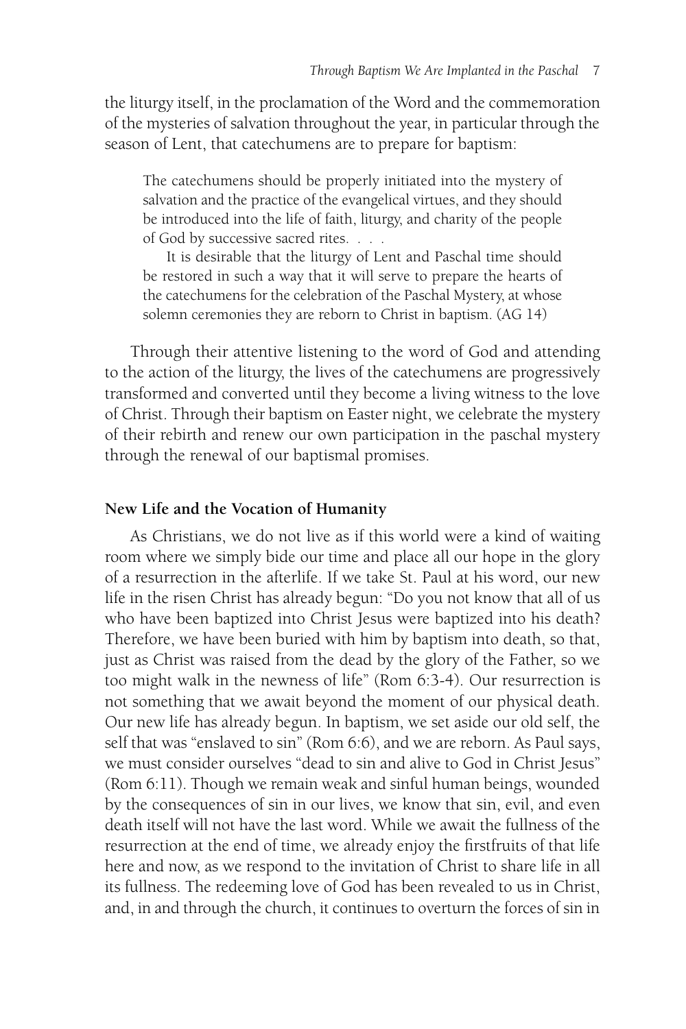the liturgy itself, in the proclamation of the Word and the commemoration of the mysteries of salvation throughout the year, in particular through the season of Lent, that catechumens are to prepare for baptism:

> The catechumens should be properly initiated into the mystery of salvation and the practice of the evangelical virtues, and they should be introduced into the life of faith, liturgy, and charity of the people of God by successive sacred rites. . . .
>
> It is desirable that the liturgy of Lent and Paschal time should be restored in such a way that it will serve to prepare the hearts of the catechumens for the celebration of the Paschal Mystery, at whose solemn ceremonies they are reborn to Christ in baptism. (AG 14)

Through their attentive listening to the word of God and attending to the action of the liturgy, the lives of the catechumens are progressively transformed and converted until they become a living witness to the love of Christ. Through their baptism on Easter night, we celebrate the mystery of their rebirth and renew our own participation in the paschal mystery through the renewal of our baptismal promises.

**New Life and the Vocation of Humanity**

As Christians, we do not live as if this world were a kind of waiting room where we simply bide our time and place all our hope in the glory of a resurrection in the afterlife. If we take St. Paul at his word, our new life in the risen Christ has already begun: "Do you not know that all of us who have been baptized into Christ Jesus were baptized into his death? Therefore, we have been buried with him by baptism into death, so that, just as Christ was raised from the dead by the glory of the Father, so we too might walk in the newness of life" (Rom 6:3-4). Our resurrection is not something that we await beyond the moment of our physical death. Our new life has already begun. In baptism, we set aside our old self, the self that was "enslaved to sin" (Rom 6:6), and we are reborn. As Paul says, we must consider ourselves "dead to sin and alive to God in Christ Jesus" (Rom 6:11). Though we remain weak and sinful human beings, wounded by the consequences of sin in our lives, we know that sin, evil, and even death itself will not have the last word. While we await the fullness of the resurrection at the end of time, we already enjoy the firstfruits of that life here and now, as we respond to the invitation of Christ to share life in all its fullness. The redeeming love of God has been revealed to us in Christ, and, in and through the church, it continues to overturn the forces of sin in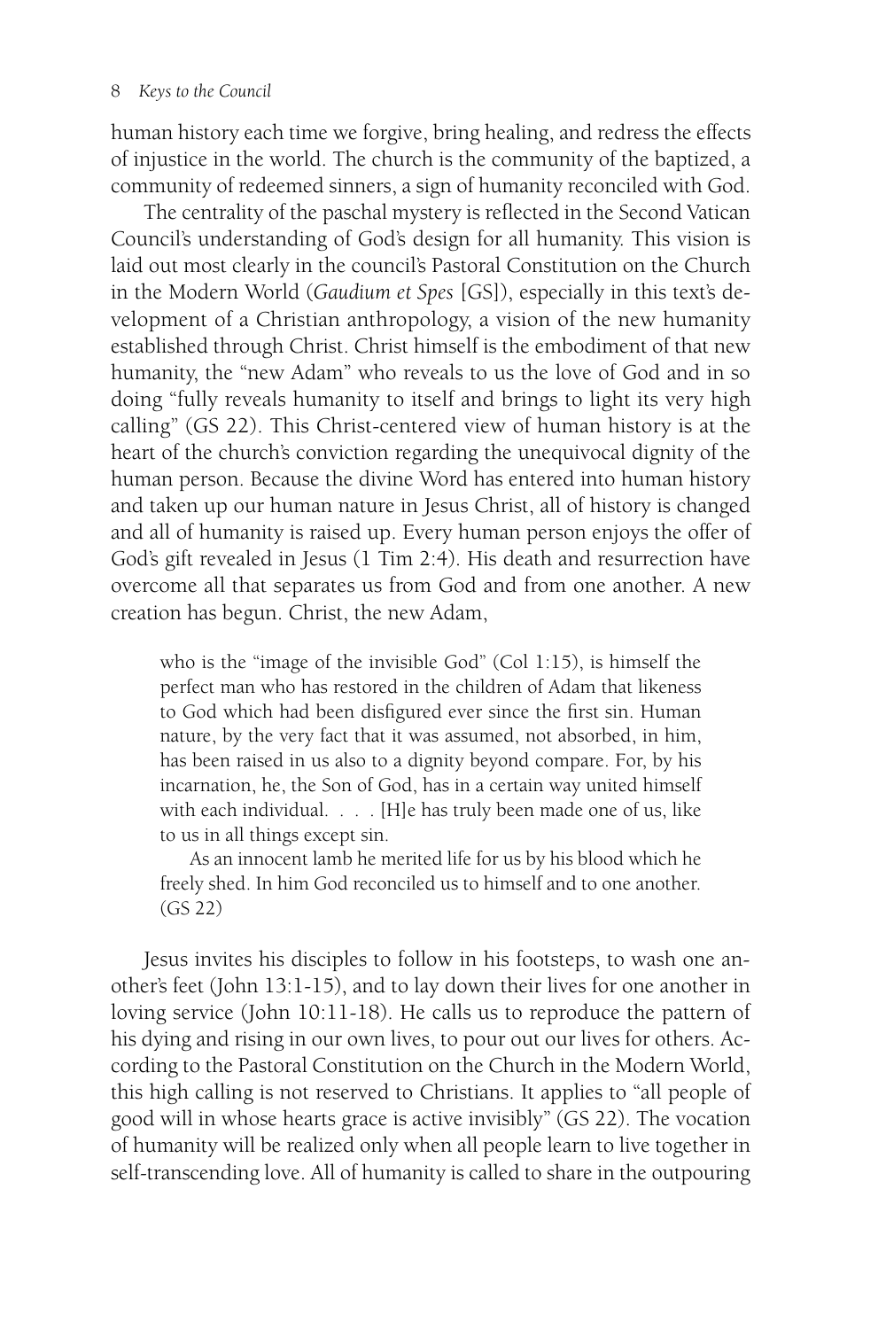human history each time we forgive, bring healing, and redress the effects of injustice in the world. The church is the community of the baptized, a community of redeemed sinners, a sign of humanity reconciled with God.

The centrality of the paschal mystery is reflected in the Second Vatican Council's understanding of God's design for all humanity. This vision is laid out most clearly in the council's Pastoral Constitution on the Church in the Modern World (*Gaudium et Spes* [GS]), especially in this text's development of a Christian anthropology, a vision of the new humanity established through Christ. Christ himself is the embodiment of that new humanity, the "new Adam" who reveals to us the love of God and in so doing "fully reveals humanity to itself and brings to light its very high calling" (GS 22). This Christ-centered view of human history is at the heart of the church's conviction regarding the unequivocal dignity of the human person. Because the divine Word has entered into human history and taken up our human nature in Jesus Christ, all of history is changed and all of humanity is raised up. Every human person enjoys the offer of God's gift revealed in Jesus (1 Tim 2:4). His death and resurrection have overcome all that separates us from God and from one another. A new creation has begun. Christ, the new Adam,

> who is the "image of the invisible God" (Col 1:15), is himself the perfect man who has restored in the children of Adam that likeness to God which had been disfigured ever since the first sin. Human nature, by the very fact that it was assumed, not absorbed, in him, has been raised in us also to a dignity beyond compare. For, by his incarnation, he, the Son of God, has in a certain way united himself with each individual. . . . [H]e has truly been made one of us, like to us in all things except sin.
>
> As an innocent lamb he merited life for us by his blood which he freely shed. In him God reconciled us to himself and to one another. (GS 22)

Jesus invites his disciples to follow in his footsteps, to wash one another's feet (John 13:1-15), and to lay down their lives for one another in loving service (John 10:11-18). He calls us to reproduce the pattern of his dying and rising in our own lives, to pour out our lives for others. According to the Pastoral Constitution on the Church in the Modern World, this high calling is not reserved to Christians. It applies to "all people of good will in whose hearts grace is active invisibly" (GS 22). The vocation of humanity will be realized only when all people learn to live together in self-transcending love. All of humanity is called to share in the outpouring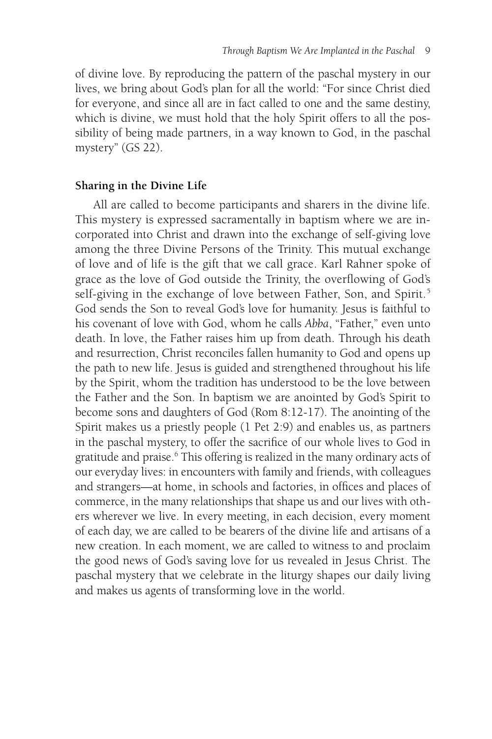of divine love. By reproducing the pattern of the paschal mystery in our lives, we bring about God's plan for all the world: "For since Christ died for everyone, and since all are in fact called to one and the same destiny, which is divine, we must hold that the holy Spirit offers to all the possibility of being made partners, in a way known to God, in the paschal mystery" (GS 22).

### Sharing in the Divine Life

All are called to become participants and sharers in the divine life. This mystery is expressed sacramentally in baptism where we are incorporated into Christ and drawn into the exchange of self-giving love among the three Divine Persons of the Trinity. This mutual exchange of love and of life is the gift that we call grace. Karl Rahner spoke of grace as the love of God outside the Trinity, the overflowing of God's self-giving in the exchange of love between Father, Son, and Spirit.[5] God sends the Son to reveal God's love for humanity. Jesus is faithful to his covenant of love with God, whom he calls *Abba*, "Father," even unto death. In love, the Father raises him up from death. Through his death and resurrection, Christ reconciles fallen humanity to God and opens up the path to new life. Jesus is guided and strengthened throughout his life by the Spirit, whom the tradition has understood to be the love between the Father and the Son. In baptism we are anointed by God's Spirit to become sons and daughters of God (Rom 8:12-17). The anointing of the Spirit makes us a priestly people (1 Pet 2:9) and enables us, as partners in the paschal mystery, to offer the sacrifice of our whole lives to God in gratitude and praise.[6] This offering is realized in the many ordinary acts of our everyday lives: in encounters with family and friends, with colleagues and strangers—at home, in schools and factories, in offices and places of commerce, in the many relationships that shape us and our lives with others wherever we live. In every meeting, in each decision, every moment of each day, we are called to be bearers of the divine life and artisans of a new creation. In each moment, we are called to witness to and proclaim the good news of God's saving love for us revealed in Jesus Christ. The paschal mystery that we celebrate in the liturgy shapes our daily living and makes us agents of transforming love in the world.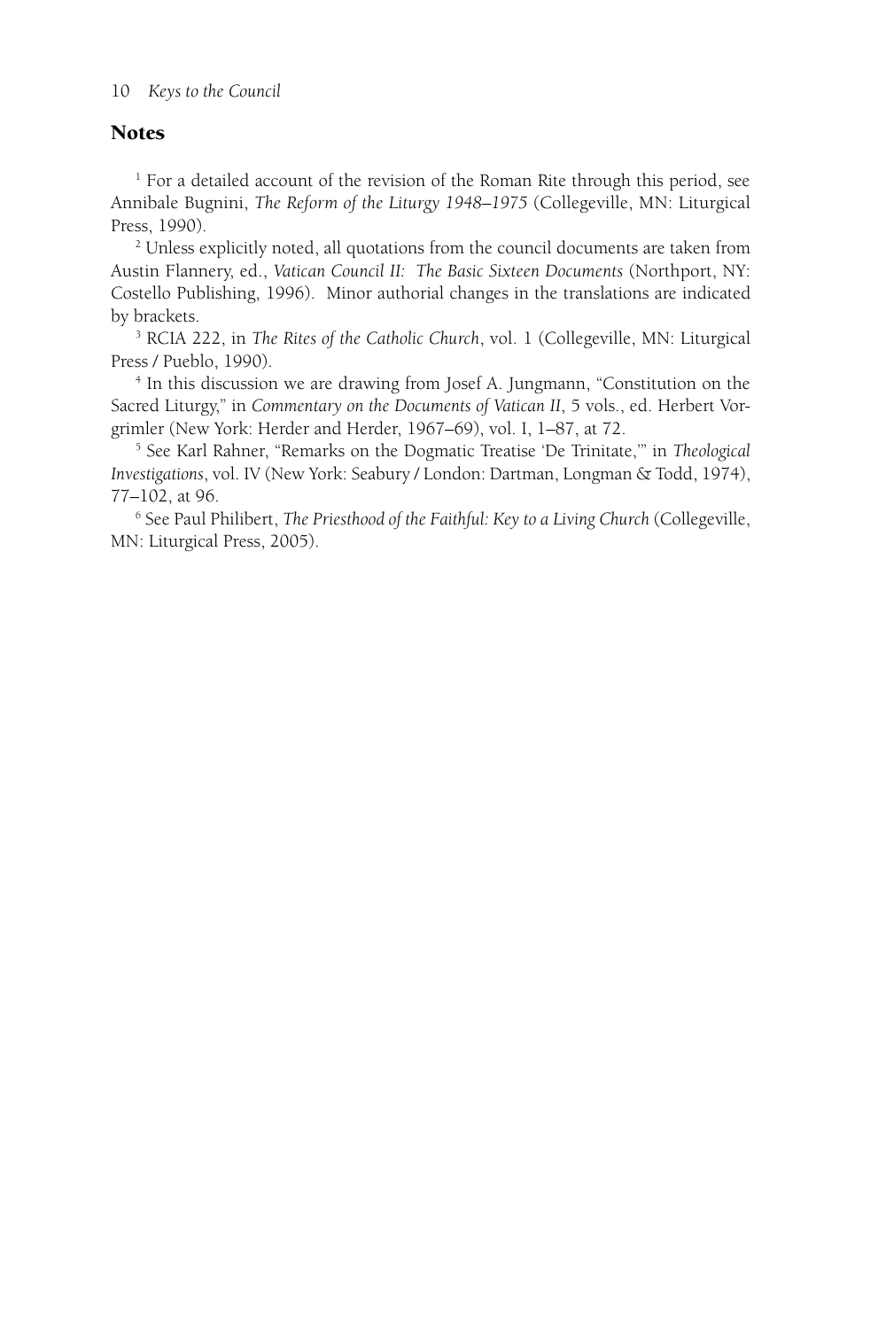## Notes

[1] For a detailed account of the revision of the Roman Rite through this period, see Annibale Bugnini, *The Reform of the Liturgy 1948–1975* (Collegeville, MN: Liturgical Press, 1990).

[2] Unless explicitly noted, all quotations from the council documents are taken from Austin Flannery, ed., *Vatican Council II: The Basic Sixteen Documents* (Northport, NY: Costello Publishing, 1996). Minor authorial changes in the translations are indicated by brackets.

[3] RCIA 222, in *The Rites of the Catholic Church*, vol. 1 (Collegeville, MN: Liturgical Press / Pueblo, 1990).

[4] In this discussion we are drawing from Josef A. Jungmann, "Constitution on the Sacred Liturgy," in *Commentary on the Documents of Vatican II*, 5 vols., ed. Herbert Vorgrimler (New York: Herder and Herder, 1967–69), vol. I, 1–87, at 72.

[5] See Karl Rahner, "Remarks on the Dogmatic Treatise 'De Trinitate,'" in *Theological Investigations*, vol. IV (New York: Seabury / London: Dartman, Longman & Todd, 1974), 77–102, at 96.

[6] See Paul Philibert, *The Priesthood of the Faithful: Key to a Living Church* (Collegeville, MN: Liturgical Press, 2005).